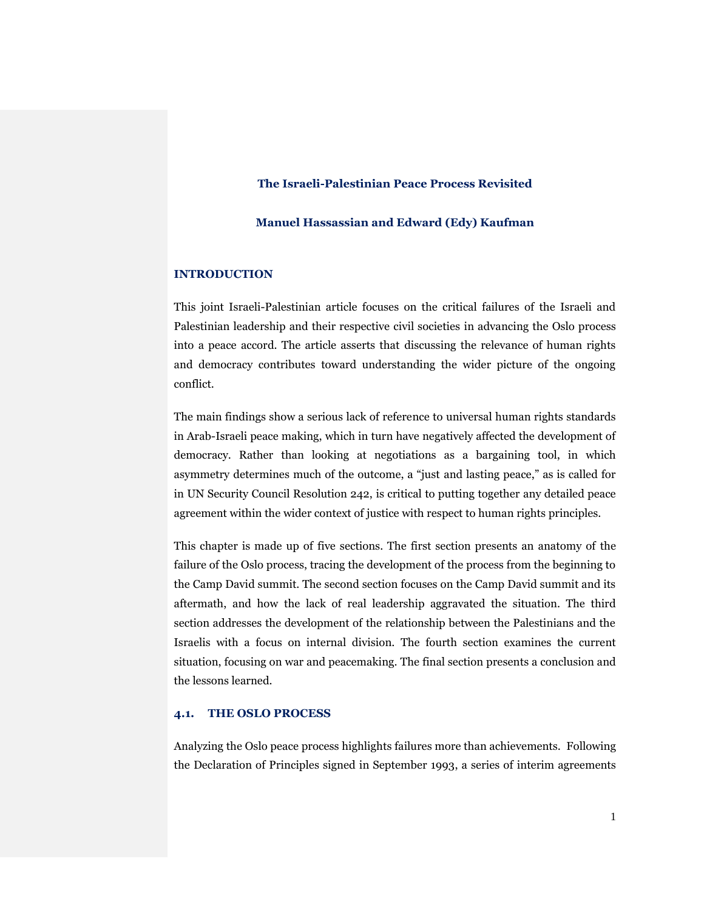# The Israeli-Palestinian Peace Process Revisited

**Manuel Hassassian and Edward (Edy) Kaufman**

## INTRODUCTION

This joint Israeli-Palestinian article focuses on the critical failures of the Israeli and Palestinian leadership and their respective civil societies in advancing the Oslo process into a peace accord. The article asserts that discussing the relevance of human rights and democracy contributes toward understanding the wider picture of the ongoing conflict.

The main findings show a serious lack of reference to universal human rights standards in Arab-Israeli peace making, which in turn have negatively affected the development of democracy. Rather than looking at negotiations as a bargaining tool, in which asymmetry determines much of the outcome, a "just and lasting peace," as is called for in UN Security Council Resolution 242, is critical to putting together any detailed peace agreement within the wider context of justice with respect to human rights principles.

This chapter is made up of five sections. The first section presents an anatomy of the failure of the Oslo process, tracing the development of the process from the beginning to the Camp David summit. The second section focuses on the Camp David summit and its aftermath, and how the lack of real leadership aggravated the situation. The third section addresses the development of the relationship between the Palestinians and the Israelis with a focus on internal division. The fourth section examines the current situation, focusing on war and peacemaking. The final section presents a conclusion and the lessons learned.

## 4.1. THE OSLO PROCESS

Analyzing the Oslo peace process highlights failures more than achievements. Following the Declaration of Principles signed in September 1993, a series of interim agreements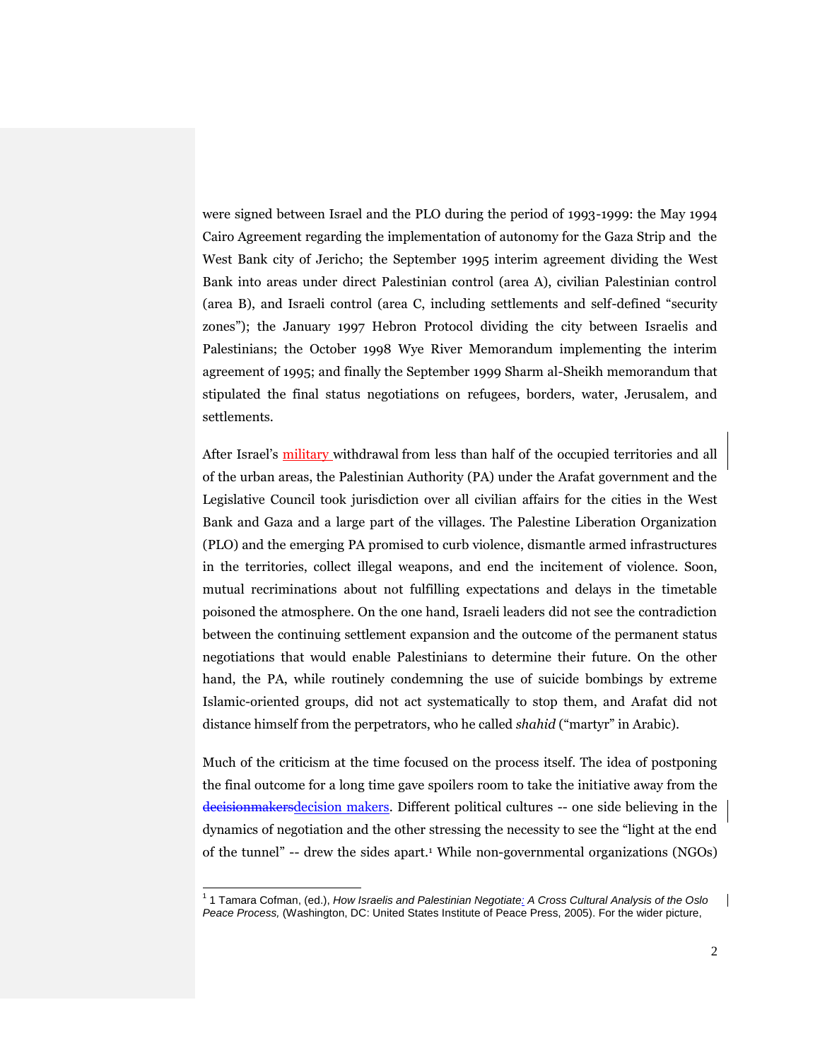were signed between Israel and the PLO during the period of 1993-1999: the May 1994 Cairo Agreement regarding the implementation of autonomy for the Gaza Strip and the West Bank city of Jericho; the September 1995 interim agreement dividing the West Bank into areas under direct Palestinian control (area A), civilian Palestinian control (area B), and Israeli control (area C, including settlements and self-defined "security zones"); the January 1997 Hebron Protocol dividing the city between Israelis and Palestinians; the October 1998 Wye River Memorandum implementing the interim agreement of 1995; and finally the September 1999 Sharm al-Sheikh memorandum that stipulated the final status negotiations on refugees, borders, water, Jerusalem, and settlements.

After Israel's military withdrawal from less than half of the occupied territories and all of the urban areas, the Palestinian Authority (PA) under the Arafat government and the Legislative Council took jurisdiction over all civilian affairs for the cities in the West Bank and Gaza and a large part of the villages. The Palestine Liberation Organization (PLO) and the emerging PA promised to curb violence, dismantle armed infrastructures in the territories, collect illegal weapons, and end the incitement of violence. Soon, mutual recriminations about not fulfilling expectations and delays in the timetable poisoned the atmosphere. On the one hand, Israeli leaders did not see the contradiction between the continuing settlement expansion and the outcome of the permanent status negotiations that would enable Palestinians to determine their future. On the other hand, the PA, while routinely condemning the use of suicide bombings by extreme Islamic-oriented groups, did not act systematically to stop them, and Arafat did not distance himself from the perpetrators, who he called *shahid* ("martyr" in Arabic).

Much of the criticism at the time focused on the process itself. The idea of postponing the final outcome for a long time gave spoilers room to take the initiative away from the decision makers. Different political cultures -- one side believing in the dynamics of negotiation and the other stressing the necessity to see the "light at the end of the tunnel" -- drew the sides apart.[1] While non-governmental organizations (NGOs)

---

[1] 1 Tamara Cofman, (ed.), *How Israelis and Palestinian Negotiate: A Cross Cultural Analysis of the Oslo Peace Process,* (Washington, DC: United States Institute of Peace Press, 2005). For the wider picture,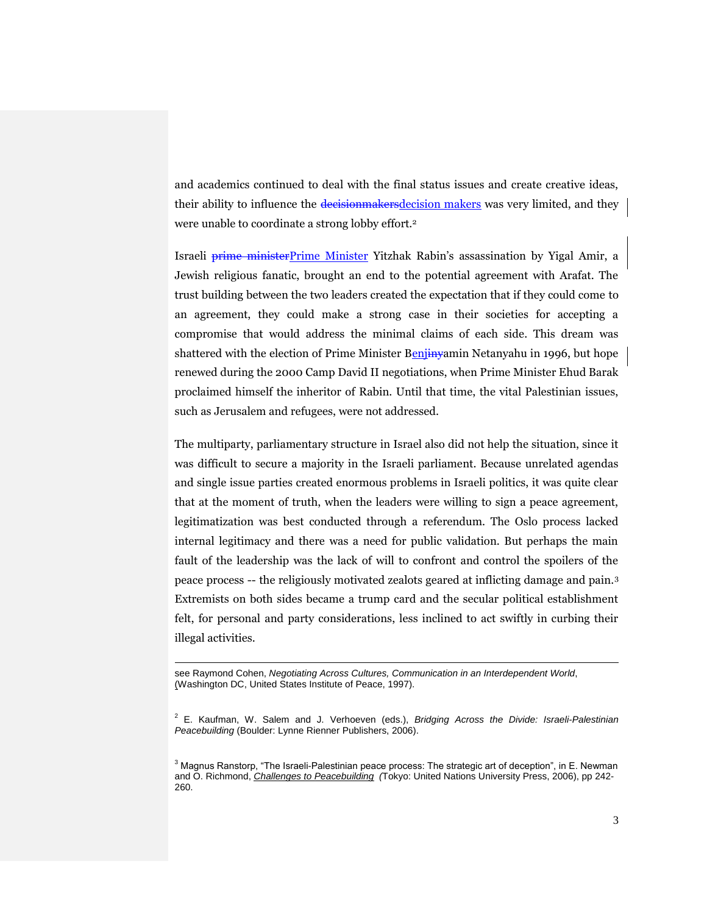and academics continued to deal with the final status issues and create creative ideas, their ability to influence the decision makers was very limited, and they were unable to coordinate a strong lobby effort.[2]

Israeli Prime Minister Yitzhak Rabin's assassination by Yigal Amir, a Jewish religious fanatic, brought an end to the potential agreement with Arafat. The trust building between the two leaders created the expectation that if they could come to an agreement, they could make a strong case in their societies for accepting a compromise that would address the minimal claims of each side. This dream was shattered with the election of Prime Minister Benjamin Netanyahu in 1996, but hope renewed during the 2000 Camp David II negotiations, when Prime Minister Ehud Barak proclaimed himself the inheritor of Rabin. Until that time, the vital Palestinian issues, such as Jerusalem and refugees, were not addressed.

The multiparty, parliamentary structure in Israel also did not help the situation, since it was difficult to secure a majority in the Israeli parliament. Because unrelated agendas and single issue parties created enormous problems in Israeli politics, it was quite clear that at the moment of truth, when the leaders were willing to sign a peace agreement, legitimatization was best conducted through a referendum. The Oslo process lacked internal legitimacy and there was a need for public validation. But perhaps the main fault of the leadership was the lack of will to confront and control the spoilers of the peace process -- the religiously motivated zealots geared at inflicting damage and pain.[3] Extremists on both sides became a trump card and the secular political establishment felt, for personal and party considerations, less inclined to act swiftly in curbing their illegal activities.

---

see Raymond Cohen, *Negotiating Across Cultures, Communication in an Interdependent World*, (Washington DC, United States Institute of Peace, 1997).

[2] E. Kaufman, W. Salem and J. Verhoeven (eds.), *Bridging Across the Divide: Israeli-Palestinian Peacebuilding* (Boulder: Lynne Rienner Publishers, 2006).

[3] Magnus Ranstorp, "The Israeli-Palestinian peace process: The strategic art of deception", in E. Newman and O. Richmond, *Challenges to Peacebuilding* (Tokyo: United Nations University Press, 2006), pp 242-260.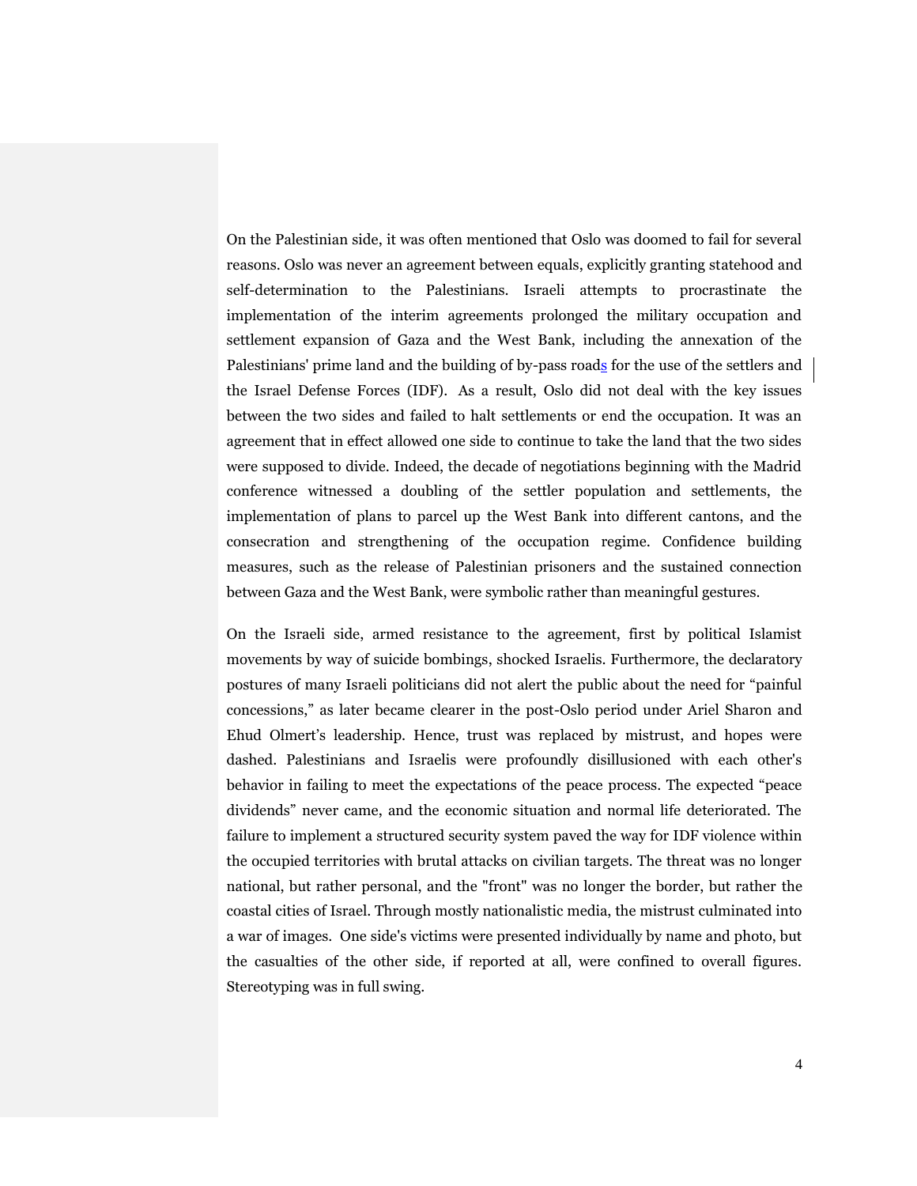On the Palestinian side, it was often mentioned that Oslo was doomed to fail for several reasons. Oslo was never an agreement between equals, explicitly granting statehood and self-determination to the Palestinians. Israeli attempts to procrastinate the implementation of the interim agreements prolonged the military occupation and settlement expansion of Gaza and the West Bank, including the annexation of the Palestinians' prime land and the building of by-pass roads for the use of the settlers and the Israel Defense Forces (IDF). As a result, Oslo did not deal with the key issues between the two sides and failed to halt settlements or end the occupation. It was an agreement that in effect allowed one side to continue to take the land that the two sides were supposed to divide. Indeed, the decade of negotiations beginning with the Madrid conference witnessed a doubling of the settler population and settlements, the implementation of plans to parcel up the West Bank into different cantons, and the consecration and strengthening of the occupation regime. Confidence building measures, such as the release of Palestinian prisoners and the sustained connection between Gaza and the West Bank, were symbolic rather than meaningful gestures.

On the Israeli side, armed resistance to the agreement, first by political Islamist movements by way of suicide bombings, shocked Israelis. Furthermore, the declaratory postures of many Israeli politicians did not alert the public about the need for "painful concessions," as later became clearer in the post-Oslo period under Ariel Sharon and Ehud Olmert's leadership. Hence, trust was replaced by mistrust, and hopes were dashed. Palestinians and Israelis were profoundly disillusioned with each other's behavior in failing to meet the expectations of the peace process. The expected "peace dividends" never came, and the economic situation and normal life deteriorated. The failure to implement a structured security system paved the way for IDF violence within the occupied territories with brutal attacks on civilian targets. The threat was no longer national, but rather personal, and the "front" was no longer the border, but rather the coastal cities of Israel. Through mostly nationalistic media, the mistrust culminated into a war of images. One side's victims were presented individually by name and photo, but the casualties of the other side, if reported at all, were confined to overall figures. Stereotyping was in full swing.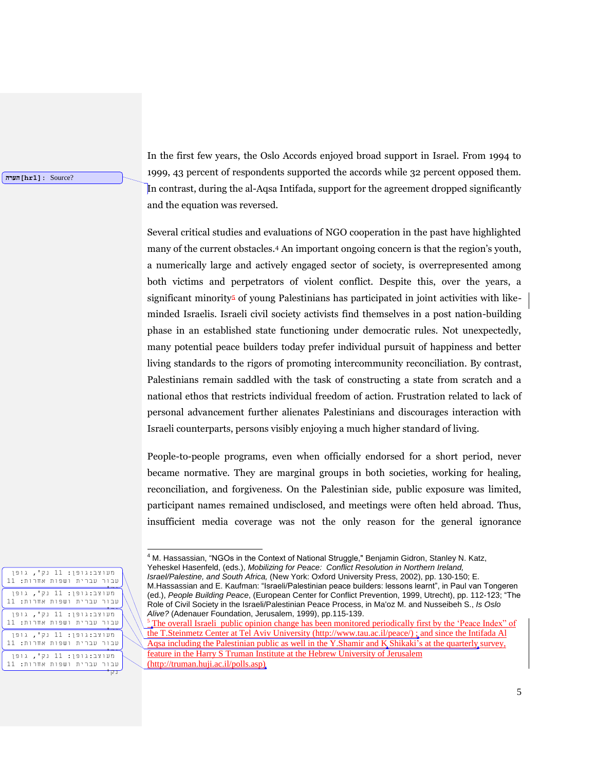In the first few years, the Oslo Accords enjoyed broad support in Israel. From 1994 to 1999, 43 percent of respondents supported the accords while 32 percent opposed them. In contrast, during the al-Aqsa Intifada, support for the agreement dropped significantly and the equation was reversed.

Several critical studies and evaluations of NGO cooperation in the past have highlighted many of the current obstacles.[4] An important ongoing concern is that the region's youth, a numerically large and actively engaged sector of society, is overrepresented among both victims and perpetrators of violent conflict. Despite this, over the years, a significant minority[5] of young Palestinians has participated in joint activities with like-minded Israelis. Israeli civil society activists find themselves in a post nation-building phase in an established state functioning under democratic rules. Not unexpectedly, many potential peace builders today prefer individual pursuit of happiness and better living standards to the rigors of promoting intercommunity reconciliation. By contrast, Palestinians remain saddled with the task of constructing a state from scratch and a national ethos that restricts individual freedom of action. Frustration related to lack of personal advancement further alienates Palestinians and discourages interaction with Israeli counterparts, persons visibly enjoying a much higher standard of living.

People-to-people programs, even when officially endorsed for a short period, never became normative. They are marginal groups in both societies, working for healing, reconciliation, and forgiveness. On the Palestinian side, public exposure was limited, participant names remained undisclosed, and meetings were often held abroad. Thus, insufficient media coverage was not the only reason for the general ignorance

---

[4] M. Hassassian, "NGOs in the Context of National Struggle," Benjamin Gidron, Stanley N. Katz, Yeheskel Hasenfeld, (eds.), *Mobilizing for Peace: Conflict Resolution in Northern Ireland, Israel/Palestine, and South Africa,* (New York: Oxford University Press, 2002), pp. 130-150; E. M.Hassassian and E. Kaufman: "Israeli/Palestinian peace builders: lessons learnt", in Paul van Tongeren (ed.), *People Building Peace*, (European Center for Conflict Prevention, 1999, Utrecht), pp. 112-123; "The Role of Civil Society in the Israeli/Palestinian Peace Process, in Ma'oz M. and Nusseibeh S., *Is Oslo Alive?* (Adenauer Foundation, Jerusalem, 1999), pp.115-139.

[5] The overall Israeli public opinion change has been monitored periodically first by the 'Peace Index" of the T.Steinmetz Center at Tel Aviv University (http://www.tau.ac.il/peace/) ; and since the Intifada Al Aqsa including the Palestinian public as well in the Y.Shamir and K Shikaki's at the quarterly survey, feature in the Harry S Truman Institute at the Hebrew University of Jerusalem (http://truman.huji.ac.il/polls.asp)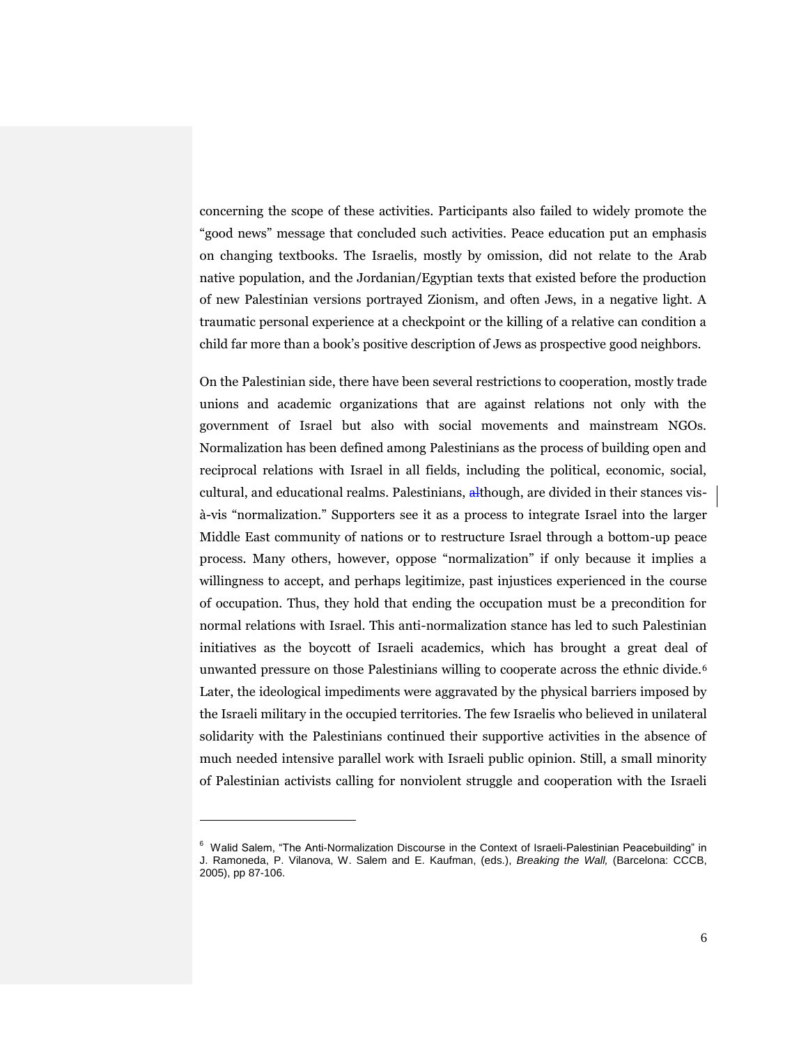concerning the scope of these activities. Participants also failed to widely promote the "good news" message that concluded such activities. Peace education put an emphasis on changing textbooks. The Israelis, mostly by omission, did not relate to the Arab native population, and the Jordanian/Egyptian texts that existed before the production of new Palestinian versions portrayed Zionism, and often Jews, in a negative light. A traumatic personal experience at a checkpoint or the killing of a relative can condition a child far more than a book's positive description of Jews as prospective good neighbors.

On the Palestinian side, there have been several restrictions to cooperation, mostly trade unions and academic organizations that are against relations not only with the government of Israel but also with social movements and mainstream NGOs. Normalization has been defined among Palestinians as the process of building open and reciprocal relations with Israel in all fields, including the political, economic, social, cultural, and educational realms. Palestinians, although, are divided in their stances vis-à-vis "normalization." Supporters see it as a process to integrate Israel into the larger Middle East community of nations or to restructure Israel through a bottom-up peace process. Many others, however, oppose "normalization" if only because it implies a willingness to accept, and perhaps legitimize, past injustices experienced in the course of occupation. Thus, they hold that ending the occupation must be a precondition for normal relations with Israel. This anti-normalization stance has led to such Palestinian initiatives as the boycott of Israeli academics, which has brought a great deal of unwanted pressure on those Palestinians willing to cooperate across the ethnic divide.[6] Later, the ideological impediments were aggravated by the physical barriers imposed by the Israeli military in the occupied territories. The few Israelis who believed in unilateral solidarity with the Palestinians continued their supportive activities in the absence of much needed intensive parallel work with Israeli public opinion. Still, a small minority of Palestinian activists calling for nonviolent struggle and cooperation with the Israeli

---

[6] Walid Salem, "The Anti-Normalization Discourse in the Context of Israeli-Palestinian Peacebuilding" in J. Ramoneda, P. Vilanova, W. Salem and E. Kaufman, (eds.), *Breaking the Wall,* (Barcelona: CCCB, 2005), pp 87-106.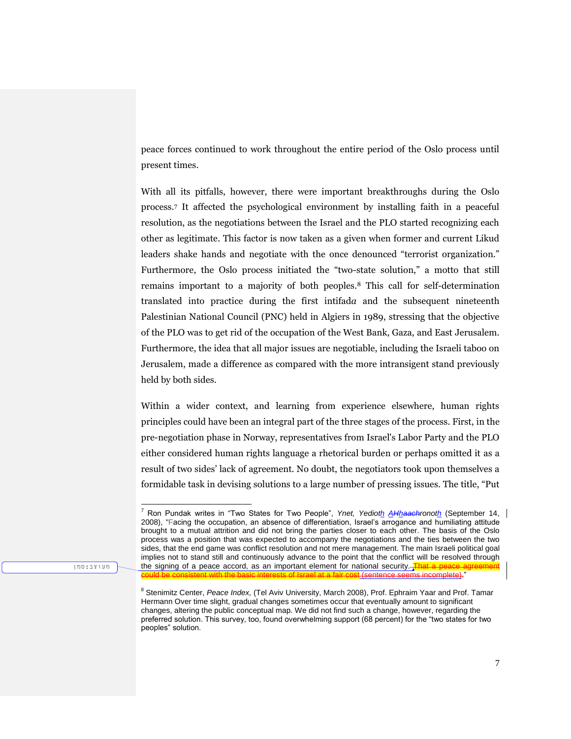peace forces continued to work throughout the entire period of the Oslo process until present times.

With all its pitfalls, however, there were important breakthroughs during the Oslo process.[7] It affected the psychological environment by installing faith in a peaceful resolution, as the negotiations between the Israel and the PLO started recognizing each other as legitimate. This factor is now taken as a given when former and current Likud leaders shake hands and negotiate with the once denounced "terrorist organization." Furthermore, the Oslo process initiated the "two-state solution," a motto that still remains important to a majority of both peoples.[8] This call for self-determination translated into practice during the first intifad*a* and the subsequent nineteenth Palestinian National Council (PNC) held in Algiers in 1989, stressing that the objective of the PLO was to get rid of the occupation of the West Bank, Gaza, and East Jerusalem. Furthermore, the idea that all major issues are negotiable, including the Israeli taboo on Jerusalem, made a difference as compared with the more intransigent stand previously held by both sides.

Within a wider context, and learning from experience elsewhere, human rights principles could have been an integral part of the three stages of the process. First, in the pre-negotiation phase in Norway, representatives from Israel's Labor Party and the PLO either considered human rights language a rhetorical burden or perhaps omitted it as a result of two sides' lack of agreement. No doubt, the negotiators took upon themselves a formidable task in devising solutions to a large number of pressing issues. The title, "Put

---

[7] Ron Pundak writes in "Two States for Two People", *Ynet, Yedioth Ahronoth* (September 14, 2008), "Facing the occupation, an absence of differentiation, Israel's arrogance and humiliating attitude brought to a mutual attrition and did not bring the parties closer to each other. The basis of the Oslo process was a position that was expected to accompany the negotiations and the ties between the two sides, that the end game was conflict resolution and not mere management. The main Israeli political goal implies not to stand still and continuously advance to the point that the conflict will be resolved through the signing of a peace accord, as an important element for national security."

[8] Stenimitz Center, *Peace Index,* (Tel Aviv University, March 2008), Prof. Ephraim Yaar and Prof. Tamar Hermann Over time slight, gradual changes sometimes occur that eventually amount to significant changes, altering the public conceptual map. We did not find such a change, however, regarding the preferred solution. This survey, too, found overwhelming support (68 percent) for the "two states for two peoples" solution.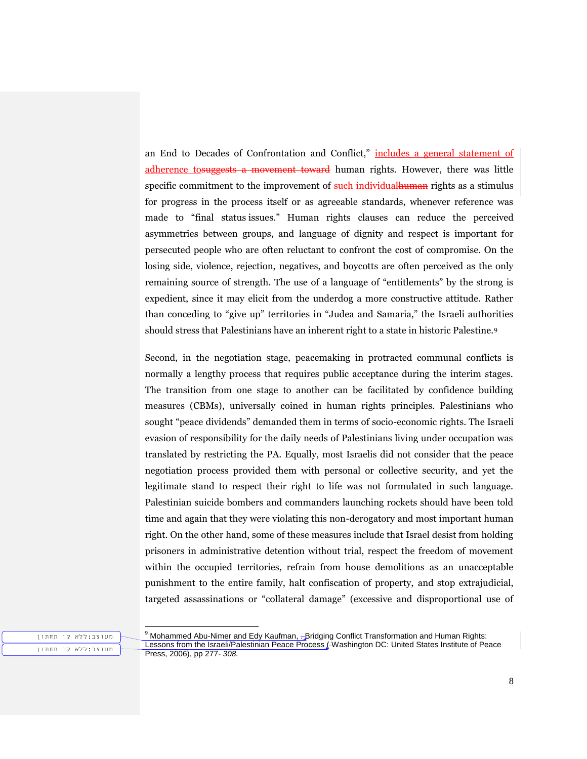an End to Decades of Confrontation and Conflict," includes a general statement of adherence tosuggests a movement toward human rights. However, there was little specific commitment to the improvement of such individualhuman rights as a stimulus for progress in the process itself or as agreeable standards, whenever reference was made to "final status issues." Human rights clauses can reduce the perceived asymmetries between groups, and language of dignity and respect is important for persecuted people who are often reluctant to confront the cost of compromise. On the losing side, violence, rejection, negatives, and boycotts are often perceived as the only remaining source of strength. The use of a language of "entitlements" by the strong is expedient, since it may elicit from the underdog a more constructive attitude. Rather than conceding to "give up" territories in "Judea and Samaria," the Israeli authorities should stress that Palestinians have an inherent right to a state in historic Palestine.[9]

Second, in the negotiation stage, peacemaking in protracted communal conflicts is normally a lengthy process that requires public acceptance during the interim stages. The transition from one stage to another can be facilitated by confidence building measures (CBMs), universally coined in human rights principles. Palestinians who sought "peace dividends" demanded them in terms of socio-economic rights. The Israeli evasion of responsibility for the daily needs of Palestinians living under occupation was translated by restricting the PA. Equally, most Israelis did not consider that the peace negotiation process provided them with personal or collective security, and yet the legitimate stand to respect their right to life was not formulated in such language. Palestinian suicide bombers and commanders launching rockets should have been told time and again that they were violating this non-derogatory and most important human right. On the other hand, some of these measures include that Israel desist from holding prisoners in administrative detention without trial, respect the freedom of movement within the occupied territories, refrain from house demolitions as an unacceptable punishment to the entire family, halt confiscation of property, and stop extrajudicial, targeted assassinations or "collateral damage" (excessive and disproportional use of

[9] Mohammed Abu-Nimer and Edy Kaufman, Bridging Conflict Transformation and Human Rights: Lessons from the Israeli/Palestinian Peace Process (Washington DC: United States Institute of Peace Press, 2006), pp 277- *308.*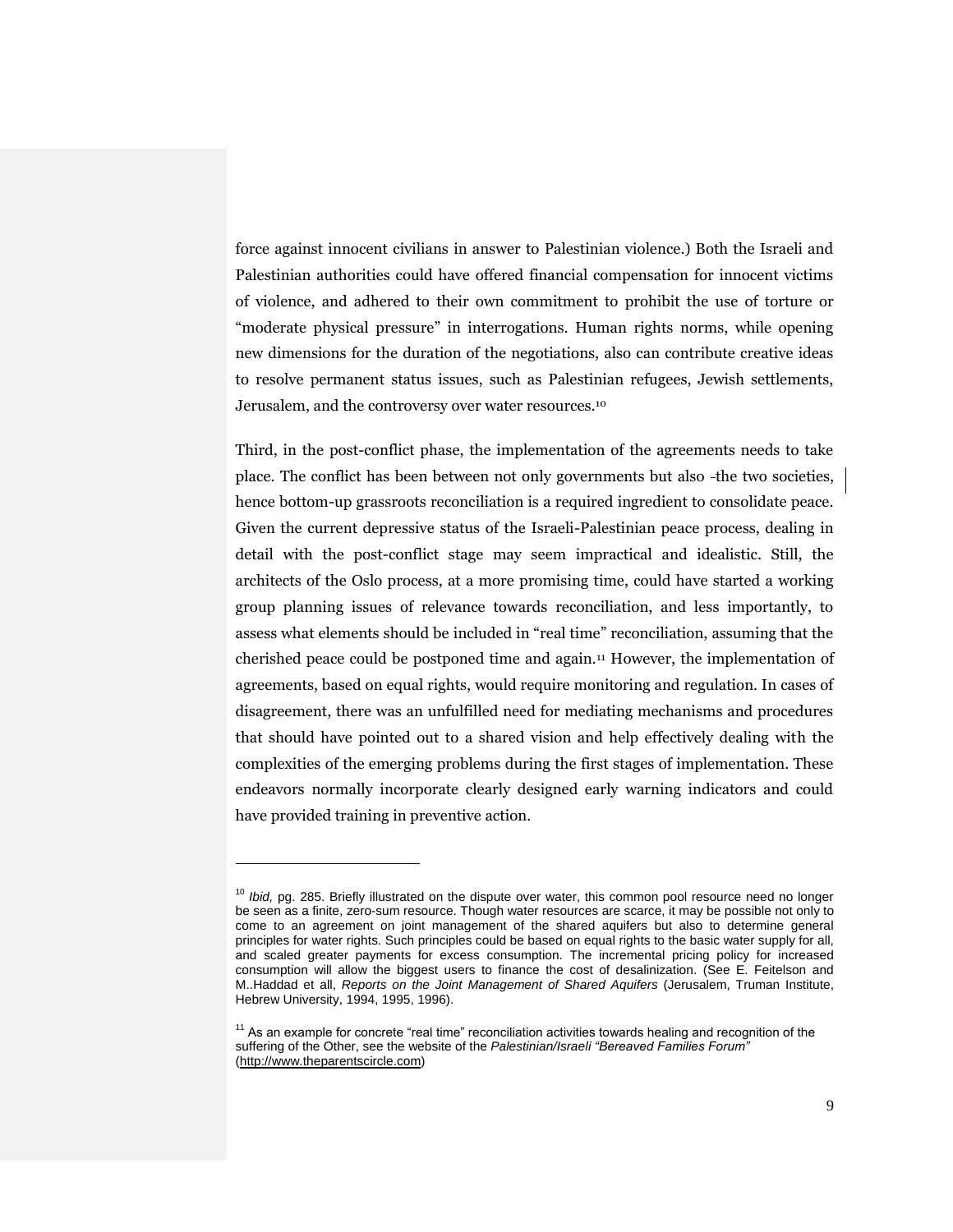force against innocent civilians in answer to Palestinian violence.) Both the Israeli and Palestinian authorities could have offered financial compensation for innocent victims of violence, and adhered to their own commitment to prohibit the use of torture or "moderate physical pressure" in interrogations. Human rights norms, while opening new dimensions for the duration of the negotiations, also can contribute creative ideas to resolve permanent status issues, such as Palestinian refugees, Jewish settlements, Jerusalem, and the controversy over water resources.[10]

Third, in the post-conflict phase, the implementation of the agreements needs to take place. The conflict has been between not only governments but also the two societies, hence bottom-up grassroots reconciliation is a required ingredient to consolidate peace. Given the current depressive status of the Israeli-Palestinian peace process, dealing in detail with the post-conflict stage may seem impractical and idealistic. Still, the architects of the Oslo process, at a more promising time, could have started a working group planning issues of relevance towards reconciliation, and less importantly, to assess what elements should be included in "real time" reconciliation, assuming that the cherished peace could be postponed time and again.[11] However, the implementation of agreements, based on equal rights, would require monitoring and regulation. In cases of disagreement, there was an unfulfilled need for mediating mechanisms and procedures that should have pointed out to a shared vision and help effectively dealing with the complexities of the emerging problems during the first stages of implementation. These endeavors normally incorporate clearly designed early warning indicators and could have provided training in preventive action.

---

[10] *Ibid,* pg. 285. Briefly illustrated on the dispute over water, this common pool resource need no longer be seen as a finite, zero-sum resource. Though water resources are scarce, it may be possible not only to come to an agreement on joint management of the shared aquifers but also to determine general principles for water rights. Such principles could be based on equal rights to the basic water supply for all, and scaled greater payments for excess consumption. The incremental pricing policy for increased consumption will allow the biggest users to finance the cost of desalinization. (See E. Feitelson and M..Haddad et all, *Reports on the Joint Management of Shared Aquifers* (Jerusalem, Truman Institute, Hebrew University, 1994, 1995, 1996).

[11] As an example for concrete "real time" reconciliation activities towards healing and recognition of the suffering of the Other, see the website of the *Palestinian/Israeli "Bereaved Families Forum"* (http://www.theparentscircle.com)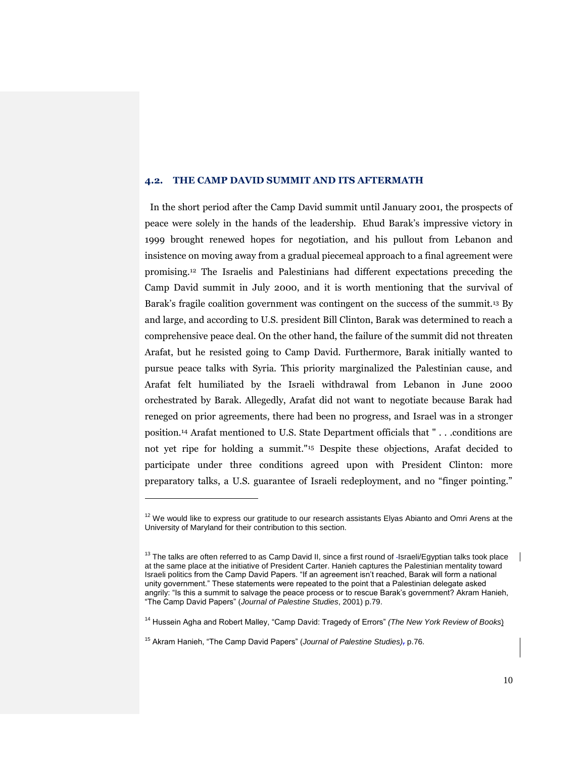### 4.2. THE CAMP DAVID SUMMIT AND ITS AFTERMATH

In the short period after the Camp David summit until January 2001, the prospects of peace were solely in the hands of the leadership. Ehud Barak's impressive victory in 1999 brought renewed hopes for negotiation, and his pullout from Lebanon and insistence on moving away from a gradual piecemeal approach to a final agreement were promising.[12] The Israelis and Palestinians had different expectations preceding the Camp David summit in July 2000, and it is worth mentioning that the survival of Barak's fragile coalition government was contingent on the success of the summit.[13] By and large, and according to U.S. president Bill Clinton, Barak was determined to reach a comprehensive peace deal. On the other hand, the failure of the summit did not threaten Arafat, but he resisted going to Camp David. Furthermore, Barak initially wanted to pursue peace talks with Syria. This priority marginalized the Palestinian cause, and Arafat felt humiliated by the Israeli withdrawal from Lebanon in June 2000 orchestrated by Barak. Allegedly, Arafat did not want to negotiate because Barak had reneged on prior agreements, there had been no progress, and Israel was in a stronger position.[14] Arafat mentioned to U.S. State Department officials that " . . .conditions are not yet ripe for holding a summit."[15] Despite these objections, Arafat decided to participate under three conditions agreed upon with President Clinton: more preparatory talks, a U.S. guarantee of Israeli redeployment, and no "finger pointing."

---

[12] We would like to express our gratitude to our research assistants Elyas Abianto and Omri Arens at the University of Maryland for their contribution to this section.

[13] The talks are often referred to as Camp David II, since a first round of Israeli/Egyptian talks took place at the same place at the initiative of President Carter. Hanieh captures the Palestinian mentality toward Israeli politics from the Camp David Papers. "If an agreement isn't reached, Barak will form a national unity government." These statements were repeated to the point that a Palestinian delegate asked angrily: "Is this a summit to salvage the peace process or to rescue Barak's government? Akram Hanieh, "The Camp David Papers" (*Journal of Palestine Studies*, 2001) p.79.

[14] Hussein Agha and Robert Malley, "Camp David: Tragedy of Errors" *(The New York Review of Books)*

[15] Akram Hanieh, "The Camp David Papers" (*Journal of Palestine Studies)*, p.76.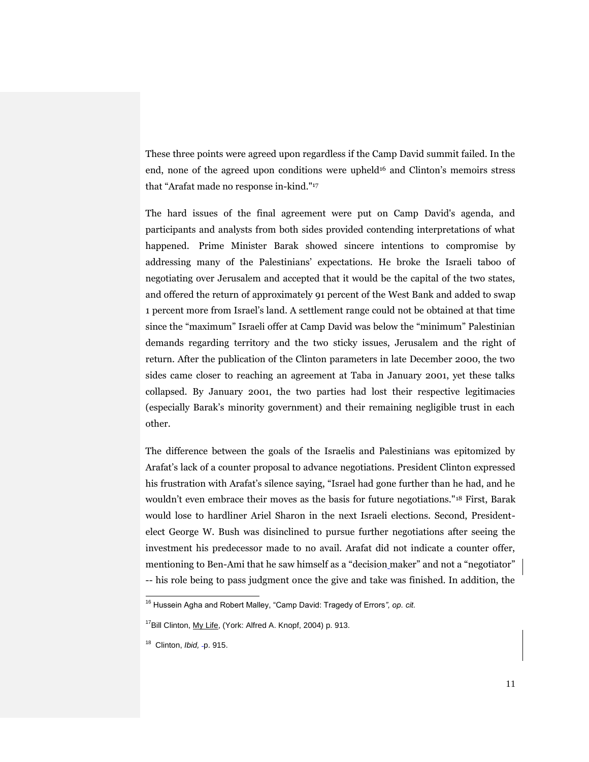These three points were agreed upon regardless if the Camp David summit failed. In the end, none of the agreed upon conditions were upheld[16] and Clinton's memoirs stress that "Arafat made no response in-kind."[17]

The hard issues of the final agreement were put on Camp David's agenda, and participants and analysts from both sides provided contending interpretations of what happened. Prime Minister Barak showed sincere intentions to compromise by addressing many of the Palestinians' expectations. He broke the Israeli taboo of negotiating over Jerusalem and accepted that it would be the capital of the two states, and offered the return of approximately 91 percent of the West Bank and added to swap 1 percent more from Israel's land. A settlement range could not be obtained at that time since the "maximum" Israeli offer at Camp David was below the "minimum" Palestinian demands regarding territory and the two sticky issues, Jerusalem and the right of return. After the publication of the Clinton parameters in late December 2000, the two sides came closer to reaching an agreement at Taba in January 2001, yet these talks collapsed. By January 2001, the two parties had lost their respective legitimacies (especially Barak's minority government) and their remaining negligible trust in each other.

The difference between the goals of the Israelis and Palestinians was epitomized by Arafat's lack of a counter proposal to advance negotiations. President Clinton expressed his frustration with Arafat's silence saying, "Israel had gone further than he had, and he wouldn't even embrace their moves as the basis for future negotiations."[18] First, Barak would lose to hardliner Ariel Sharon in the next Israeli elections. Second, President-elect George W. Bush was disinclined to pursue further negotiations after seeing the investment his predecessor made to no avail. Arafat did not indicate a counter offer, mentioning to Ben-Ami that he saw himself as a "decision maker" and not a "negotiator" -- his role being to pass judgment once the give and take was finished. In addition, the

---

[16] Hussein Agha and Robert Malley, "Camp David: Tragedy of Errors*", op. cit.*

[17] Bill Clinton, My Life, (York: Alfred A. Knopf, 2004) p. 913.

[18] Clinton, *Ibid,* p. 915.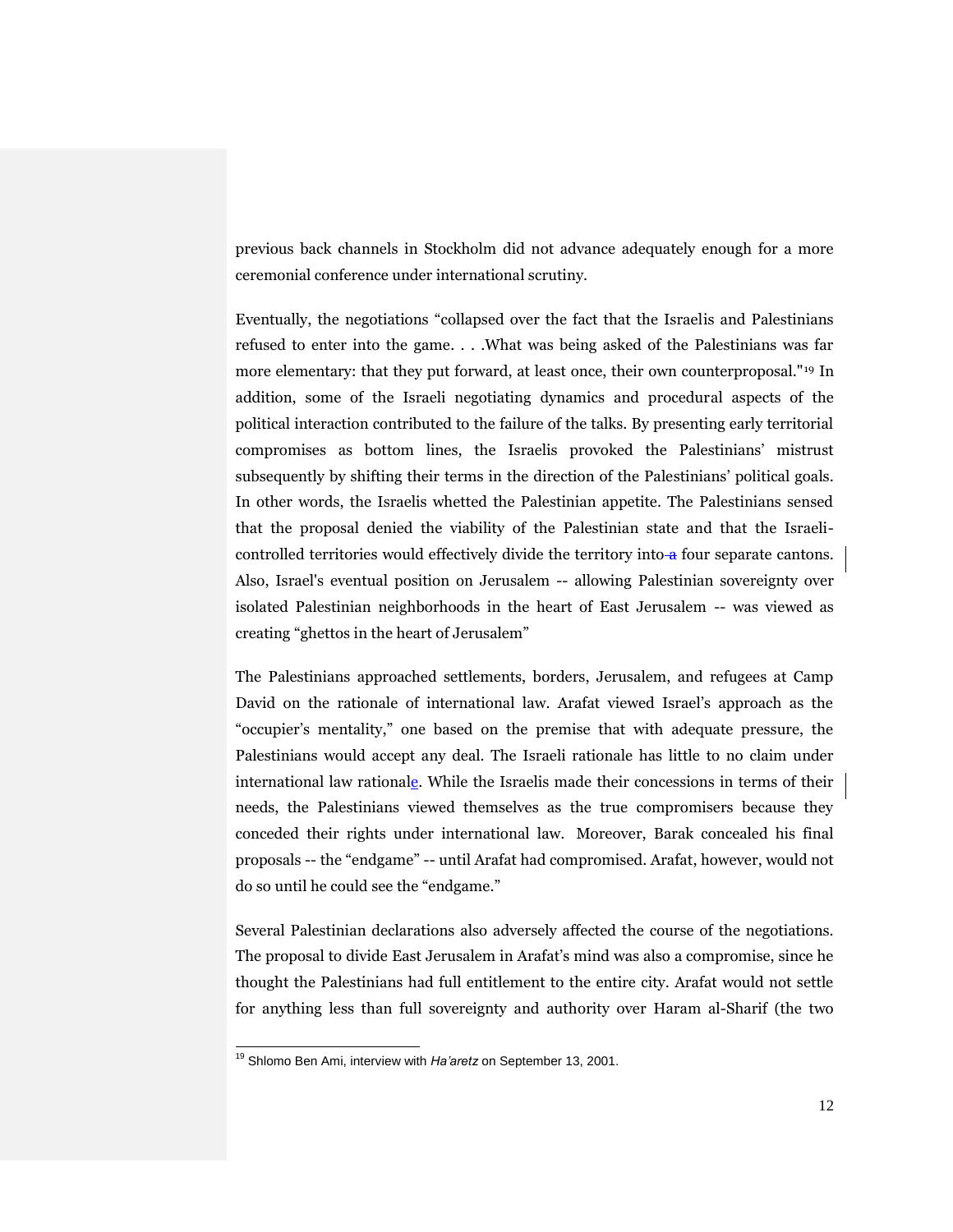previous back channels in Stockholm did not advance adequately enough for a more ceremonial conference under international scrutiny.

Eventually, the negotiations "collapsed over the fact that the Israelis and Palestinians refused to enter into the game. . . .What was being asked of the Palestinians was far more elementary: that they put forward, at least once, their own counterproposal."[19] In addition, some of the Israeli negotiating dynamics and procedural aspects of the political interaction contributed to the failure of the talks. By presenting early territorial compromises as bottom lines, the Israelis provoked the Palestinians' mistrust subsequently by shifting their terms in the direction of the Palestinians' political goals. In other words, the Israelis whetted the Palestinian appetite. The Palestinians sensed that the proposal denied the viability of the Palestinian state and that the Israeli-controlled territories would effectively divide the territory into four separate cantons. Also, Israel's eventual position on Jerusalem -- allowing Palestinian sovereignty over isolated Palestinian neighborhoods in the heart of East Jerusalem -- was viewed as creating "ghettos in the heart of Jerusalem"

The Palestinians approached settlements, borders, Jerusalem, and refugees at Camp David on the rationale of international law. Arafat viewed Israel's approach as the "occupier's mentality," one based on the premise that with adequate pressure, the Palestinians would accept any deal. The Israeli rationale has little to no claim under international law rationale. While the Israelis made their concessions in terms of their needs, the Palestinians viewed themselves as the true compromisers because they conceded their rights under international law. Moreover, Barak concealed his final proposals -- the "endgame" -- until Arafat had compromised. Arafat, however, would not do so until he could see the "endgame."

Several Palestinian declarations also adversely affected the course of the negotiations. The proposal to divide East Jerusalem in Arafat's mind was also a compromise, since he thought the Palestinians had full entitlement to the entire city. Arafat would not settle for anything less than full sovereignty and authority over Haram al-Sharif (the two

[19] Shlomo Ben Ami, interview with *Ha'aretz* on September 13, 2001.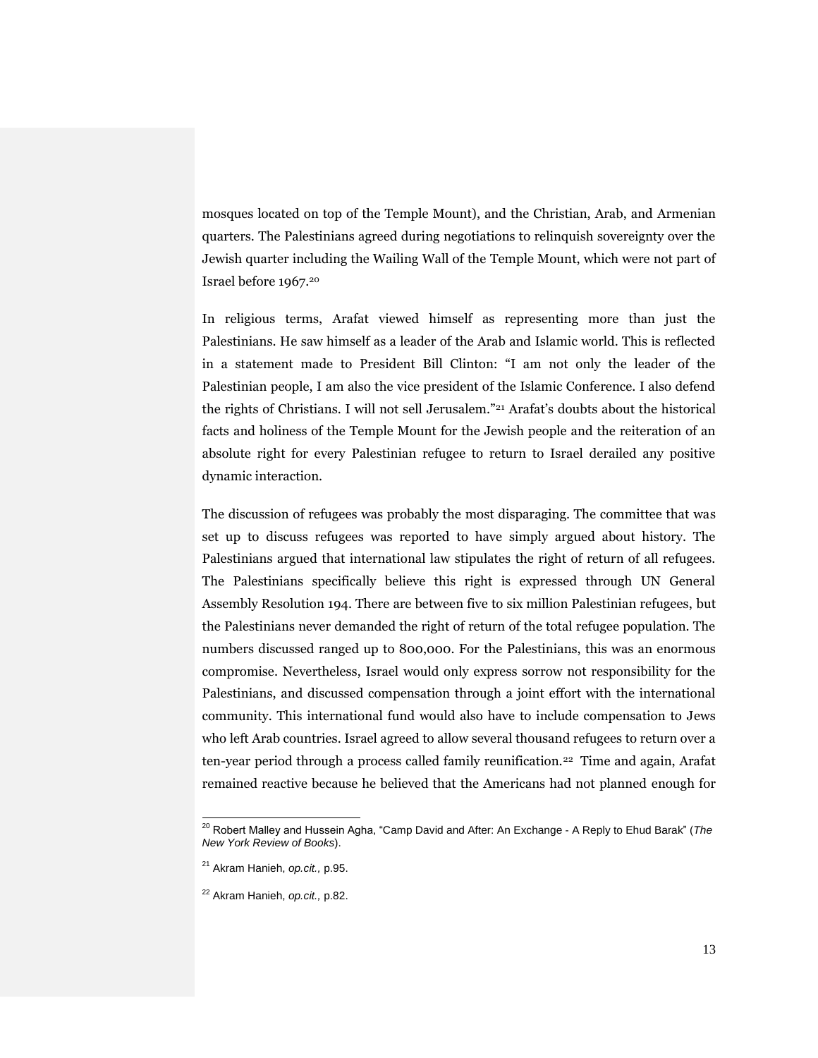mosques located on top of the Temple Mount), and the Christian, Arab, and Armenian quarters. The Palestinians agreed during negotiations to relinquish sovereignty over the Jewish quarter including the Wailing Wall of the Temple Mount, which were not part of Israel before 1967.[20]

In religious terms, Arafat viewed himself as representing more than just the Palestinians. He saw himself as a leader of the Arab and Islamic world. This is reflected in a statement made to President Bill Clinton: "I am not only the leader of the Palestinian people, I am also the vice president of the Islamic Conference. I also defend the rights of Christians. I will not sell Jerusalem."[21] Arafat's doubts about the historical facts and holiness of the Temple Mount for the Jewish people and the reiteration of an absolute right for every Palestinian refugee to return to Israel derailed any positive dynamic interaction.

The discussion of refugees was probably the most disparaging. The committee that was set up to discuss refugees was reported to have simply argued about history. The Palestinians argued that international law stipulates the right of return of all refugees. The Palestinians specifically believe this right is expressed through UN General Assembly Resolution 194. There are between five to six million Palestinian refugees, but the Palestinians never demanded the right of return of the total refugee population. The numbers discussed ranged up to 800,000. For the Palestinians, this was an enormous compromise. Nevertheless, Israel would only express sorrow not responsibility for the Palestinians, and discussed compensation through a joint effort with the international community. This international fund would also have to include compensation to Jews who left Arab countries. Israel agreed to allow several thousand refugees to return over a ten-year period through a process called family reunification.[22] Time and again, Arafat remained reactive because he believed that the Americans had not planned enough for

---

[20] Robert Malley and Hussein Agha, "Camp David and After: An Exchange - A Reply to Ehud Barak" (*The New York Review of Books*).

[21] Akram Hanieh, *op.cit.,* p.95.

[22] Akram Hanieh, *op.cit.,* p.82.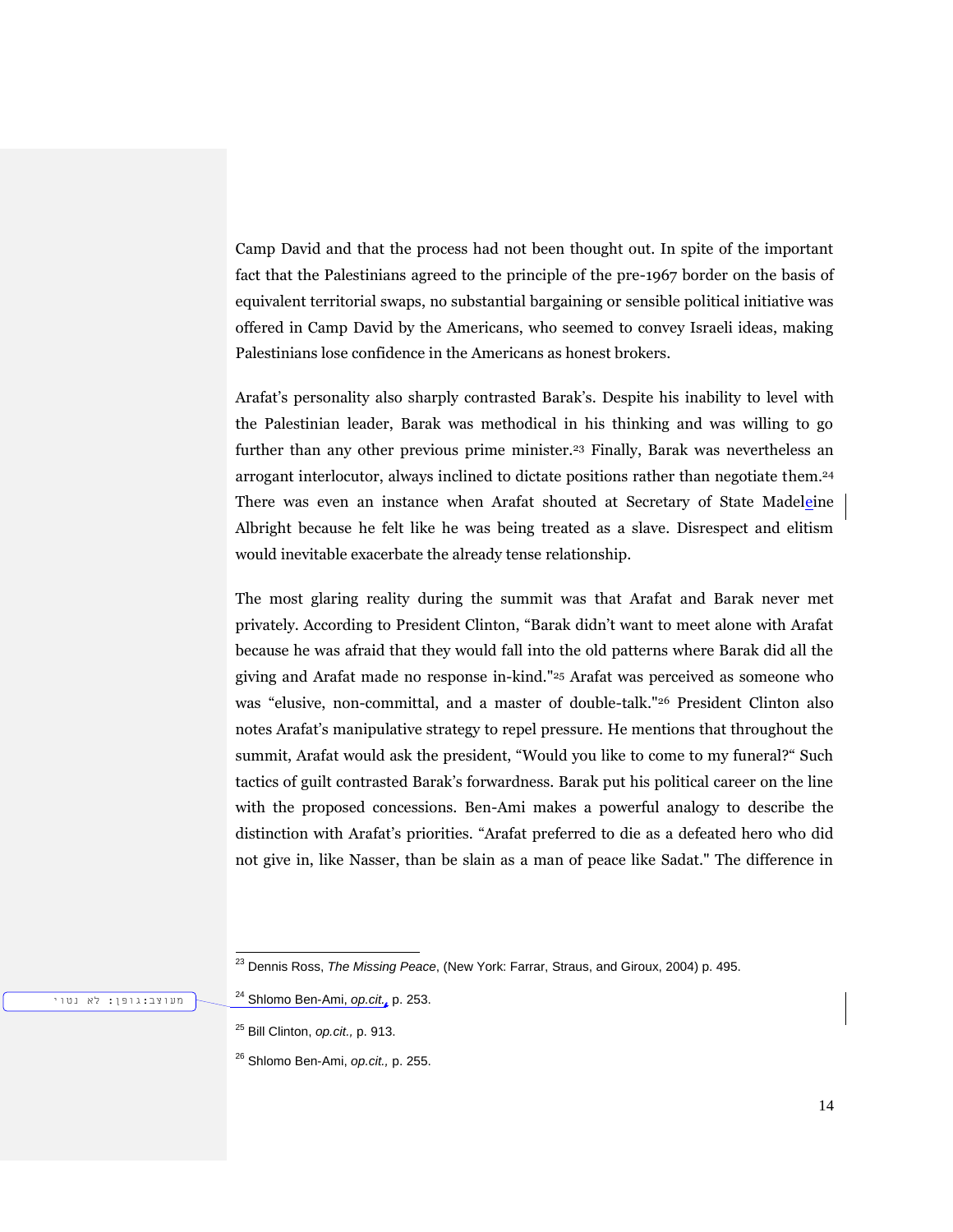Camp David and that the process had not been thought out. In spite of the important fact that the Palestinians agreed to the principle of the pre-1967 border on the basis of equivalent territorial swaps, no substantial bargaining or sensible political initiative was offered in Camp David by the Americans, who seemed to convey Israeli ideas, making Palestinians lose confidence in the Americans as honest brokers.

Arafat's personality also sharply contrasted Barak's. Despite his inability to level with the Palestinian leader, Barak was methodical in his thinking and was willing to go further than any other previous prime minister.[23] Finally, Barak was nevertheless an arrogant interlocutor, always inclined to dictate positions rather than negotiate them.[24] There was even an instance when Arafat shouted at Secretary of State Madeleine Albright because he felt like he was being treated as a slave. Disrespect and elitism would inevitable exacerbate the already tense relationship.

The most glaring reality during the summit was that Arafat and Barak never met privately. According to President Clinton, "Barak didn't want to meet alone with Arafat because he was afraid that they would fall into the old patterns where Barak did all the giving and Arafat made no response in-kind."[25] Arafat was perceived as someone who was "elusive, non-committal, and a master of double-talk."[26] President Clinton also notes Arafat's manipulative strategy to repel pressure. He mentions that throughout the summit, Arafat would ask the president, "Would you like to come to my funeral?" Such tactics of guilt contrasted Barak's forwardness. Barak put his political career on the line with the proposed concessions. Ben-Ami makes a powerful analogy to describe the distinction with Arafat's priorities. "Arafat preferred to die as a defeated hero who did not give in, like Nasser, than be slain as a man of peace like Sadat." The difference in

---

[23] Dennis Ross, *The Missing Peace*, (New York: Farrar, Straus, and Giroux, 2004) p. 495.

[24] Shlomo Ben-Ami, *op.cit.,* p. 253.

[25] Bill Clinton, *op.cit.,* p. 913.

[26] Shlomo Ben-Ami, *op.cit.,* p. 255.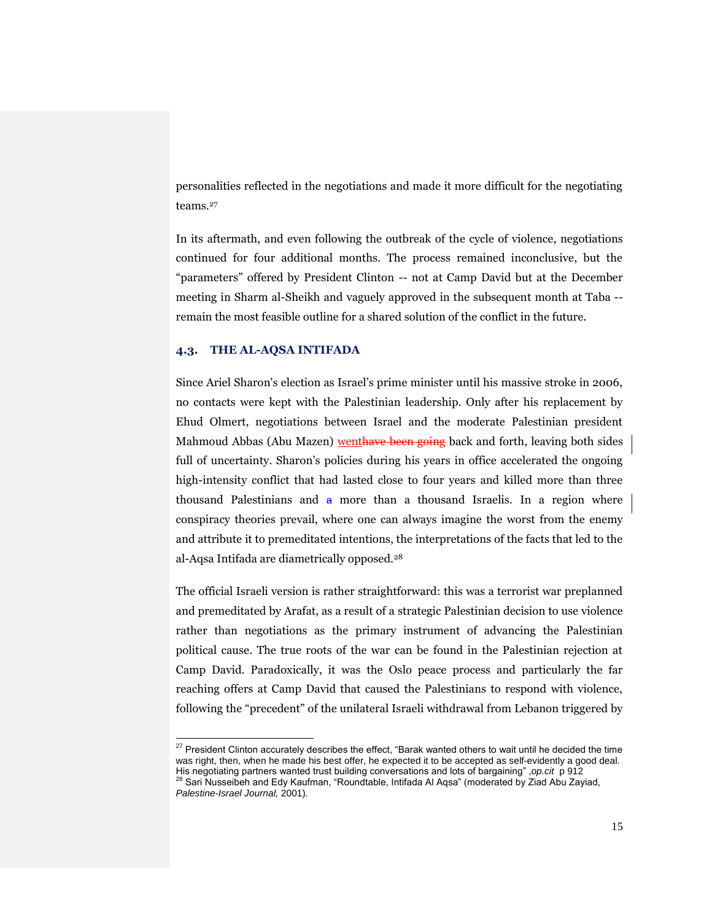personalities reflected in the negotiations and made it more difficult for the negotiating teams.[27]

In its aftermath, and even following the outbreak of the cycle of violence, negotiations continued for four additional months. The process remained inconclusive, but the "parameters" offered by President Clinton -- not at Camp David but at the December meeting in Sharm al-Sheikh and vaguely approved in the subsequent month at Taba -- remain the most feasible outline for a shared solution of the conflict in the future.

## 4.3. THE AL-AQSA INTIFADA

Since Ariel Sharon's election as Israel's prime minister until his massive stroke in 2006, no contacts were kept with the Palestinian leadership. Only after his replacement by Ehud Olmert, negotiations between Israel and the moderate Palestinian president Mahmoud Abbas (Abu Mazen) went back and forth, leaving both sides full of uncertainty. Sharon's policies during his years in office accelerated the ongoing high-intensity conflict that had lasted close to four years and killed more than three thousand Palestinians and more than a thousand Israelis. In a region where conspiracy theories prevail, where one can always imagine the worst from the enemy and attribute it to premeditated intentions, the interpretations of the facts that led to the al-Aqsa Intifada are diametrically opposed.[28]

The official Israeli version is rather straightforward: this was a terrorist war preplanned and premeditated by Arafat, as a result of a strategic Palestinian decision to use violence rather than negotiations as the primary instrument of advancing the Palestinian political cause. The true roots of the war can be found in the Palestinian rejection at Camp David. Paradoxically, it was the Oslo peace process and particularly the far reaching offers at Camp David that caused the Palestinians to respond with violence, following the "precedent" of the unilateral Israeli withdrawal from Lebanon triggered by

---

[27] President Clinton accurately describes the effect, "Barak wanted others to wait until he decided the time was right, then, when he made his best offer, he expected it to be accepted as self-evidently a good deal. His negotiating partners wanted trust building conversations and lots of bargaining" ,*op.cit* p 912

[28] Sari Nusseibeh and Edy Kaufman, "Roundtable, Intifada Al Aqsa" (moderated by Ziad Abu Zayiad, *Palestine-Israel Journal,* 2001).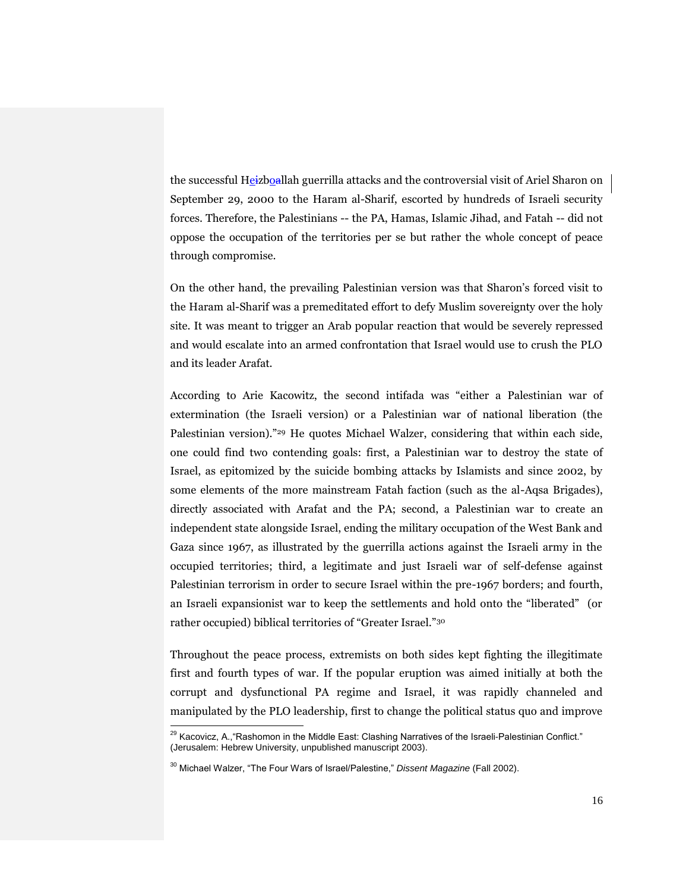the successful Hezbollah guerrilla attacks and the controversial visit of Ariel Sharon on September 29, 2000 to the Haram al-Sharif, escorted by hundreds of Israeli security forces. Therefore, the Palestinians -- the PA, Hamas, Islamic Jihad, and Fatah -- did not oppose the occupation of the territories per se but rather the whole concept of peace through compromise.

On the other hand, the prevailing Palestinian version was that Sharon's forced visit to the Haram al-Sharif was a premeditated effort to defy Muslim sovereignty over the holy site. It was meant to trigger an Arab popular reaction that would be severely repressed and would escalate into an armed confrontation that Israel would use to crush the PLO and its leader Arafat.

According to Arie Kacowitz, the second intifada was "either a Palestinian war of extermination (the Israeli version) or a Palestinian war of national liberation (the Palestinian version)."[29] He quotes Michael Walzer, considering that within each side, one could find two contending goals: first, a Palestinian war to destroy the state of Israel, as epitomized by the suicide bombing attacks by Islamists and since 2002, by some elements of the more mainstream Fatah faction (such as the al-Aqsa Brigades), directly associated with Arafat and the PA; second, a Palestinian war to create an independent state alongside Israel, ending the military occupation of the West Bank and Gaza since 1967, as illustrated by the guerrilla actions against the Israeli army in the occupied territories; third, a legitimate and just Israeli war of self-defense against Palestinian terrorism in order to secure Israel within the pre-1967 borders; and fourth, an Israeli expansionist war to keep the settlements and hold onto the "liberated" (or rather occupied) biblical territories of "Greater Israel."[30]

Throughout the peace process, extremists on both sides kept fighting the illegitimate first and fourth types of war. If the popular eruption was aimed initially at both the corrupt and dysfunctional PA regime and Israel, it was rapidly channeled and manipulated by the PLO leadership, first to change the political status quo and improve

[29] Kacovicz, A.,"Rashomon in the Middle East: Clashing Narratives of the Israeli-Palestinian Conflict." (Jerusalem: Hebrew University, unpublished manuscript 2003).

[30] Michael Walzer, "The Four Wars of Israel/Palestine," *Dissent Magazine* (Fall 2002).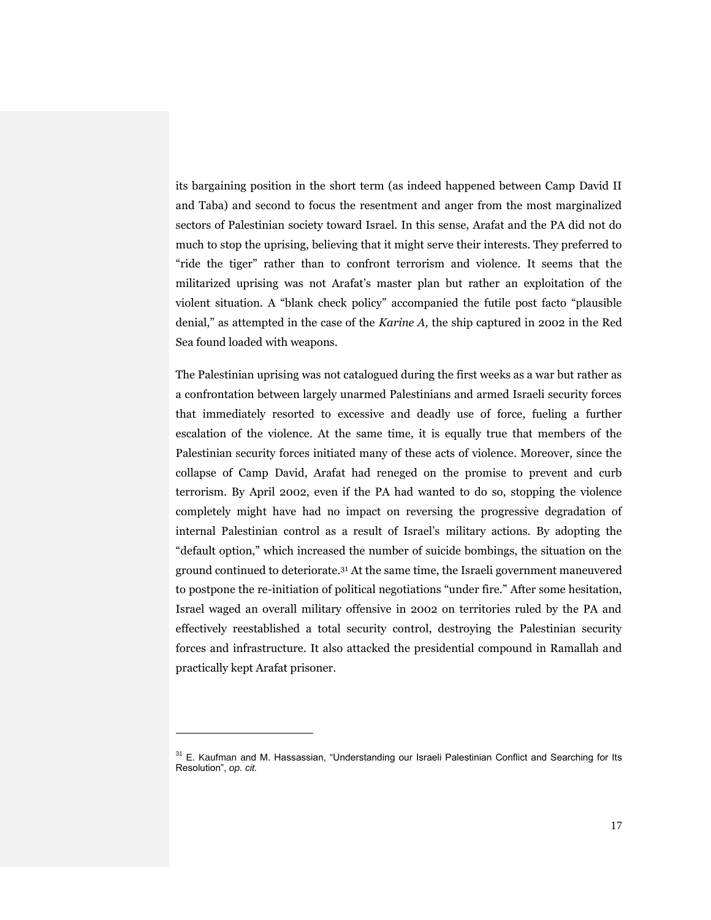its bargaining position in the short term (as indeed happened between Camp David II and Taba) and second to focus the resentment and anger from the most marginalized sectors of Palestinian society toward Israel. In this sense, Arafat and the PA did not do much to stop the uprising, believing that it might serve their interests. They preferred to "ride the tiger" rather than to confront terrorism and violence. It seems that the militarized uprising was not Arafat's master plan but rather an exploitation of the violent situation. A "blank check policy" accompanied the futile post facto "plausible denial," as attempted in the case of the *Karine A,* the ship captured in 2002 in the Red Sea found loaded with weapons.

The Palestinian uprising was not catalogued during the first weeks as a war but rather as a confrontation between largely unarmed Palestinians and armed Israeli security forces that immediately resorted to excessive and deadly use of force, fueling a further escalation of the violence. At the same time, it is equally true that members of the Palestinian security forces initiated many of these acts of violence. Moreover, since the collapse of Camp David, Arafat had reneged on the promise to prevent and curb terrorism. By April 2002, even if the PA had wanted to do so, stopping the violence completely might have had no impact on reversing the progressive degradation of internal Palestinian control as a result of Israel's military actions. By adopting the "default option," which increased the number of suicide bombings, the situation on the ground continued to deteriorate.[31] At the same time, the Israeli government maneuvered to postpone the re-initiation of political negotiations "under fire." After some hesitation, Israel waged an overall military offensive in 2002 on territories ruled by the PA and effectively reestablished a total security control, destroying the Palestinian security forces and infrastructure. It also attacked the presidential compound in Ramallah and practically kept Arafat prisoner.

---

[31] E. Kaufman and M. Hassassian, "Understanding our Israeli Palestinian Conflict and Searching for Its Resolution", *op. cit.*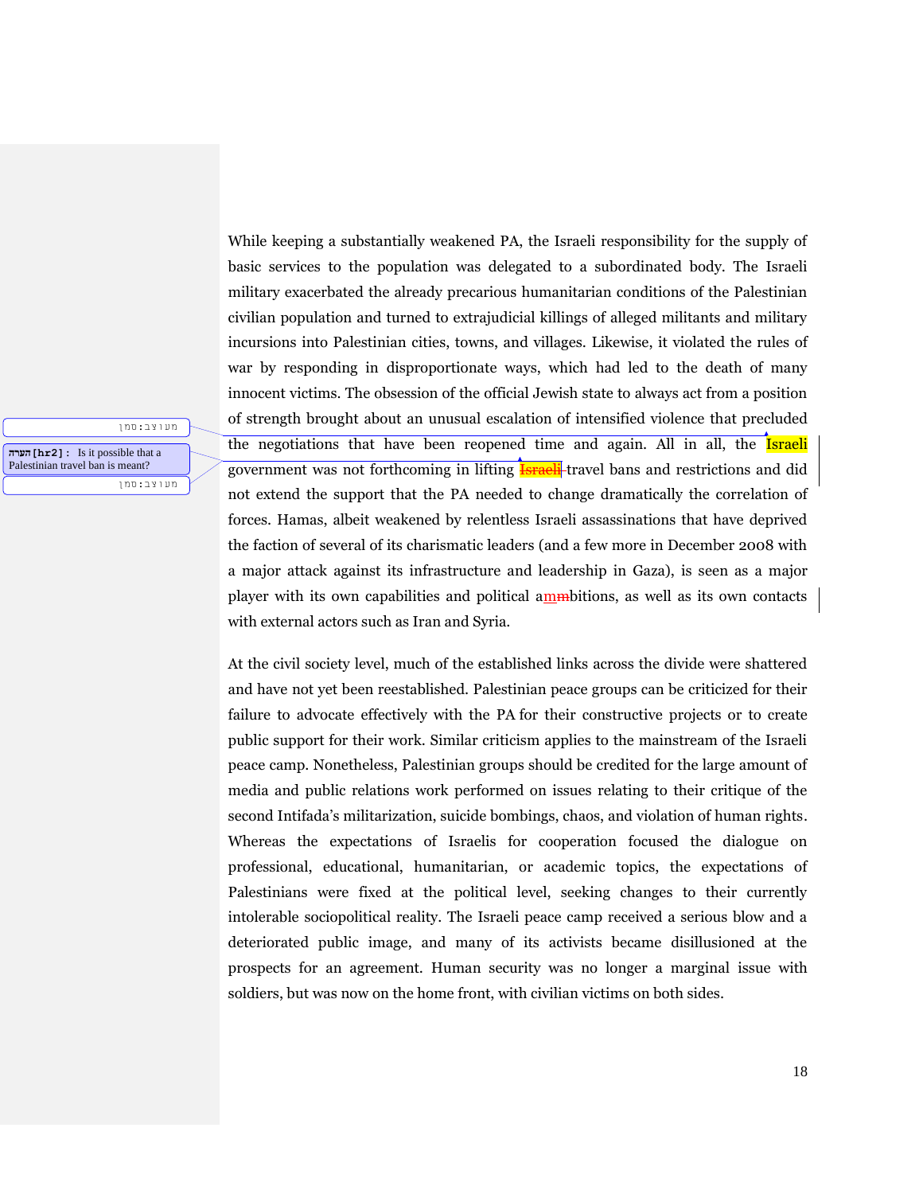While keeping a substantially weakened PA, the Israeli responsibility for the supply of basic services to the population was delegated to a subordinated body. The Israeli military exacerbated the already precarious humanitarian conditions of the Palestinian civilian population and turned to extrajudicial killings of alleged militants and military incursions into Palestinian cities, towns, and villages. Likewise, it violated the rules of war by responding in disproportionate ways, which had led to the death of many innocent victims. The obsession of the official Jewish state to always act from a position of strength brought about an unusual escalation of intensified violence that precluded the negotiations that have been reopened time and again. All in all, the Israeli government was not forthcoming in lifting travel bans and restrictions and did not extend the support that the PA needed to change dramatically the correlation of forces. Hamas, albeit weakened by relentless Israeli assassinations that have deprived the faction of several of its charismatic leaders (and a few more in December 2008 with a major attack against its infrastructure and leadership in Gaza), is seen as a major player with its own capabilities and political ambitions, as well as its own contacts with external actors such as Iran and Syria.

At the civil society level, much of the established links across the divide were shattered and have not yet been reestablished. Palestinian peace groups can be criticized for their failure to advocate effectively with the PA for their constructive projects or to create public support for their work. Similar criticism applies to the mainstream of the Israeli peace camp. Nonetheless, Palestinian groups should be credited for the large amount of media and public relations work performed on issues relating to their critique of the second Intifada's militarization, suicide bombings, chaos, and violation of human rights. Whereas the expectations of Israelis for cooperation focused the dialogue on professional, educational, humanitarian, or academic topics, the expectations of Palestinians were fixed at the political level, seeking changes to their currently intolerable sociopolitical reality. The Israeli peace camp received a serious blow and a deteriorated public image, and many of its activists became disillusioned at the prospects for an agreement. Human security was no longer a marginal issue with soldiers, but was now on the home front, with civilian victims on both sides.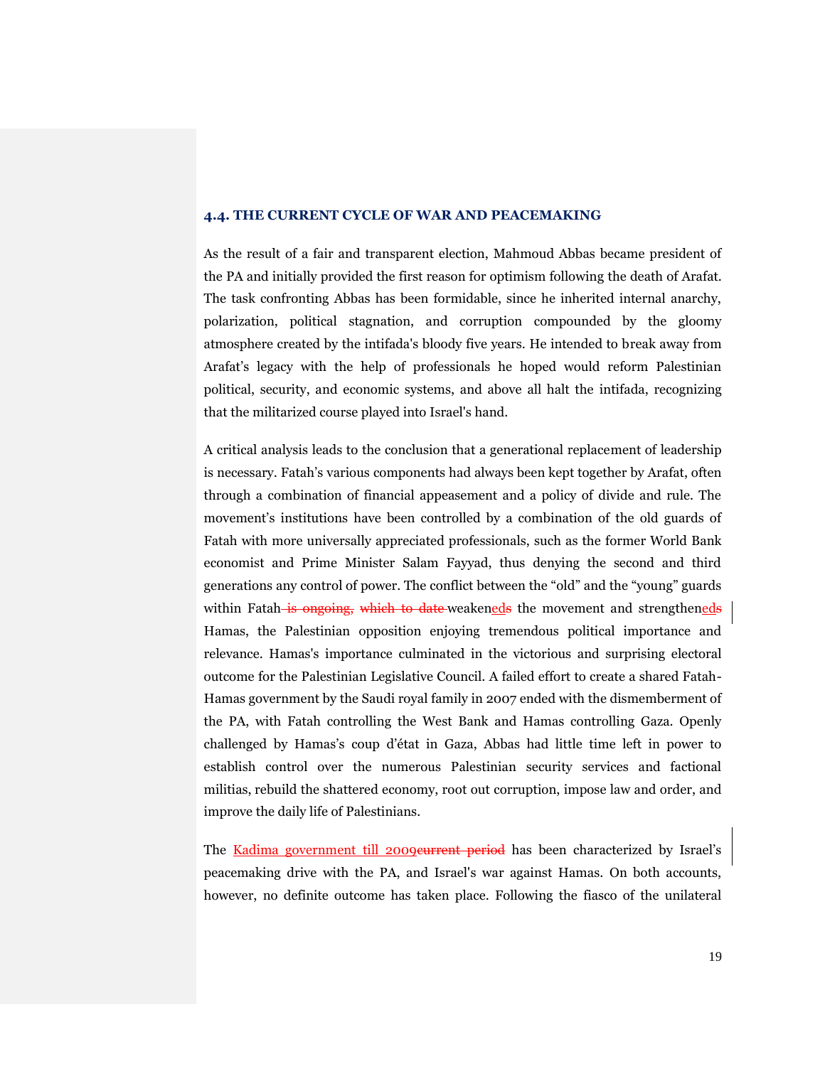### 4.4. THE CURRENT CYCLE OF WAR AND PEACEMAKING

As the result of a fair and transparent election, Mahmoud Abbas became president of the PA and initially provided the first reason for optimism following the death of Arafat. The task confronting Abbas has been formidable, since he inherited internal anarchy, polarization, political stagnation, and corruption compounded by the gloomy atmosphere created by the intifada's bloody five years. He intended to break away from Arafat's legacy with the help of professionals he hoped would reform Palestinian political, security, and economic systems, and above all halt the intifada, recognizing that the militarized course played into Israel's hand.

A critical analysis leads to the conclusion that a generational replacement of leadership is necessary. Fatah's various components had always been kept together by Arafat, often through a combination of financial appeasement and a policy of divide and rule. The movement's institutions have been controlled by a combination of the old guards of Fatah with more universally appreciated professionals, such as the former World Bank economist and Prime Minister Salam Fayyad, thus denying the second and third generations any control of power. The conflict between the "old" and the "young" guards within Fatah~~ is ongoing,~~ ~~which to date~~ weakened~~s~~ the movement and strengthened~~s~~ Hamas, the Palestinian opposition enjoying tremendous political importance and relevance. Hamas's importance culminated in the victorious and surprising electoral outcome for the Palestinian Legislative Council. A failed effort to create a shared Fatah-Hamas government by the Saudi royal family in 2007 ended with the dismemberment of the PA, with Fatah controlling the West Bank and Hamas controlling Gaza. Openly challenged by Hamas's coup d'état in Gaza, Abbas had little time left in power to establish control over the numerous Palestinian security services and factional militias, rebuild the shattered economy, root out corruption, impose law and order, and improve the daily life of Palestinians.

The Kadima government till 2009~~current period~~ has been characterized by Israel's peacemaking drive with the PA, and Israel's war against Hamas. On both accounts, however, no definite outcome has taken place. Following the fiasco of the unilateral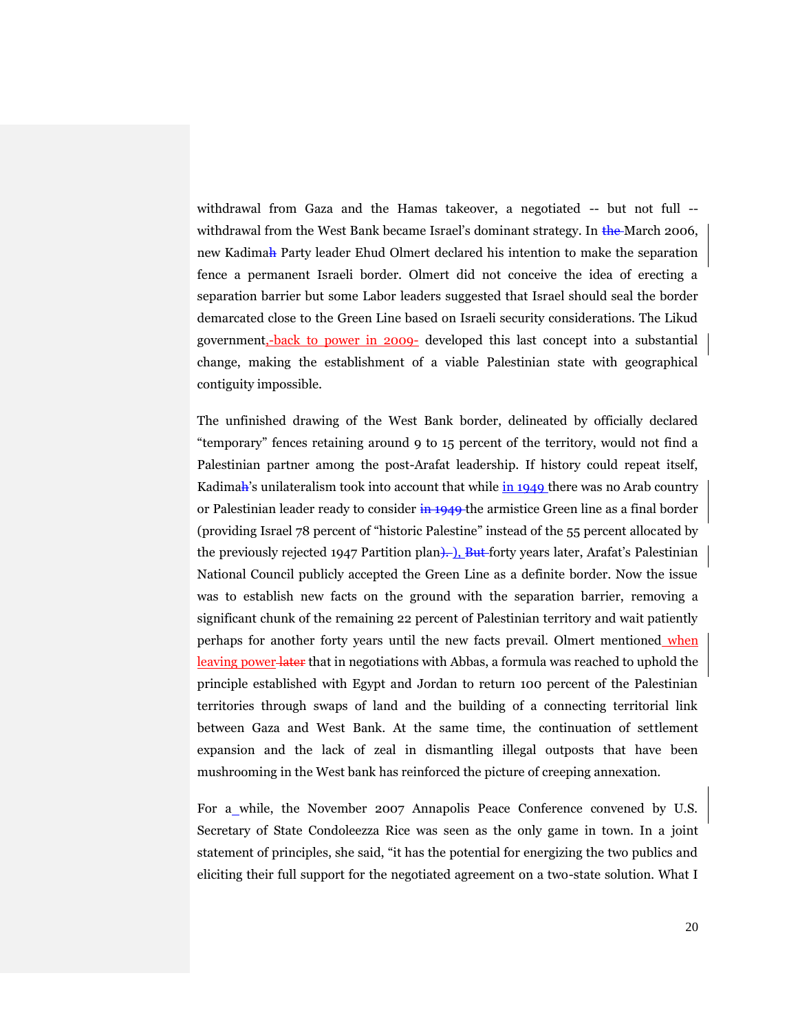withdrawal from Gaza and the Hamas takeover, a negotiated -- but not full -- withdrawal from the West Bank became Israel's dominant strategy. In ~~the~~ March 2006, new Kadima~~h~~ Party leader Ehud Olmert declared his intention to make the separation fence a permanent Israeli border. Olmert did not conceive the idea of erecting a separation barrier but some Labor leaders suggested that Israel should seal the border demarcated close to the Green Line based on Israeli security considerations. The Likud government,-back to power in 2009- developed this last concept into a substantial change, making the establishment of a viable Palestinian state with geographical contiguity impossible.

The unfinished drawing of the West Bank border, delineated by officially declared "temporary" fences retaining around 9 to 15 percent of the territory, would not find a Palestinian partner among the post-Arafat leadership. If history could repeat itself, Kadima~~h~~'s unilateralism took into account that while in 1949 there was no Arab country or Palestinian leader ready to consider ~~in 1949~~ the armistice Green line as a final border (providing Israel 78 percent of "historic Palestine" instead of the 55 percent allocated by the previously rejected 1947 Partition plan~~).~~ ), ~~But~~ forty years later, Arafat's Palestinian National Council publicly accepted the Green Line as a definite border. Now the issue was to establish new facts on the ground with the separation barrier, removing a significant chunk of the remaining 22 percent of Palestinian territory and wait patiently perhaps for another forty years until the new facts prevail. Olmert mentioned when leaving power ~~later~~ that in negotiations with Abbas, a formula was reached to uphold the principle established with Egypt and Jordan to return 100 percent of the Palestinian territories through swaps of land and the building of a connecting territorial link between Gaza and West Bank. At the same time, the continuation of settlement expansion and the lack of zeal in dismantling illegal outposts that have been mushrooming in the West bank has reinforced the picture of creeping annexation.

For a_while, the November 2007 Annapolis Peace Conference convened by U.S. Secretary of State Condoleezza Rice was seen as the only game in town. In a joint statement of principles, she said, "it has the potential for energizing the two publics and eliciting their full support for the negotiated agreement on a two-state solution. What I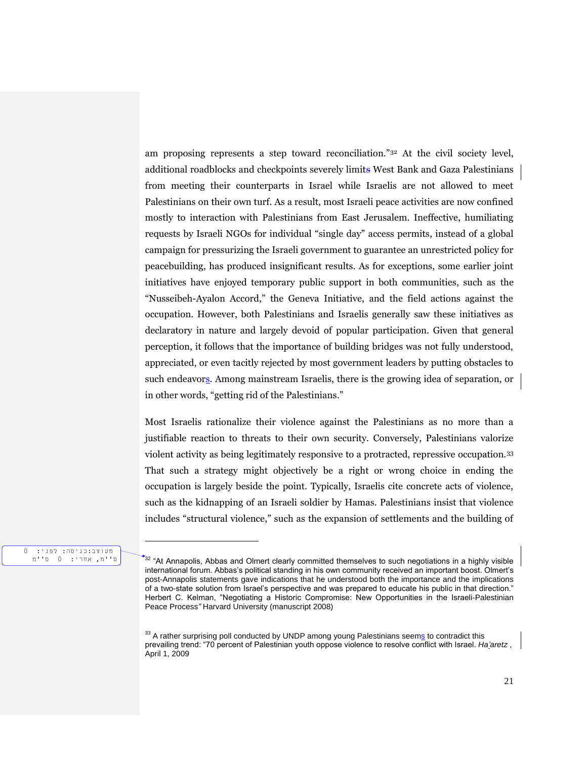am proposing represents a step toward reconciliation."[32] At the civil society level, additional roadblocks and checkpoints severely limit West Bank and Gaza Palestinians from meeting their counterparts in Israel while Israelis are not allowed to meet Palestinians on their own turf. As a result, most Israeli peace activities are now confined mostly to interaction with Palestinians from East Jerusalem. Ineffective, humiliating requests by Israeli NGOs for individual "single day" access permits, instead of a global campaign for pressurizing the Israeli government to guarantee an unrestricted policy for peacebuilding, has produced insignificant results. As for exceptions, some earlier joint initiatives have enjoyed temporary public support in both communities, such as the "Nusseibeh-Ayalon Accord," the Geneva Initiative, and the field actions against the occupation. However, both Palestinians and Israelis generally saw these initiatives as declaratory in nature and largely devoid of popular participation. Given that general perception, it follows that the importance of building bridges was not fully understood, appreciated, or even tacitly rejected by most government leaders by putting obstacles to such endeavors. Among mainstream Israelis, there is the growing idea of separation, or in other words, "getting rid of the Palestinians."

Most Israelis rationalize their violence against the Palestinians as no more than a justifiable reaction to threats to their own security. Conversely, Palestinians valorize violent activity as being legitimately responsive to a protracted, repressive occupation.[33] That such a strategy might objectively be a right or wrong choice in ending the occupation is largely beside the point. Typically, Israelis cite concrete acts of violence, such as the kidnapping of an Israeli soldier by Hamas. Palestinians insist that violence includes "structural violence," such as the expansion of settlements and the building of

---

[32] "At Annapolis, Abbas and Olmert clearly committed themselves to such negotiations in a highly visible international forum. Abbas's political standing in his own community received an important boost. Olmert's post-Annapolis statements gave indications that he understood both the importance and the implications of a two-state solution from Israel's perspective and was prepared to educate his public in that direction." Herbert C. Kelman, "Negotiating a Historic Compromise: New Opportunities in the Israeli-Palestinian Peace Process" Harvard University (manuscript 2008)

[33] A rather surprising poll conducted by UNDP among young Palestinians seems to contradict this prevailing trend: "70 percent of Palestinian youth oppose violence to resolve conflict with Israel. *Ha'aretz* , April 1, 2009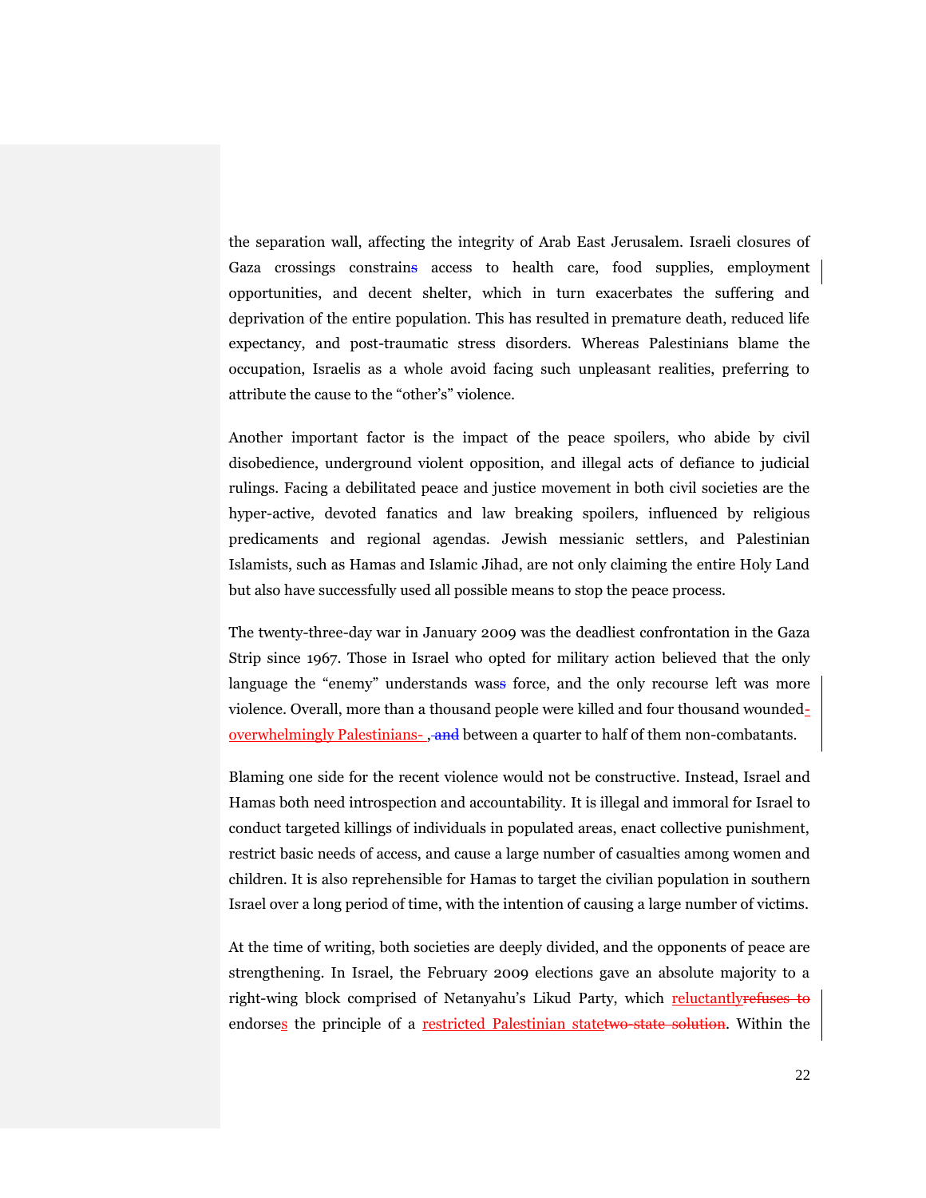the separation wall, affecting the integrity of Arab East Jerusalem. Israeli closures of Gaza crossings constrain~~s~~ access to health care, food supplies, employment opportunities, and decent shelter, which in turn exacerbates the suffering and deprivation of the entire population. This has resulted in premature death, reduced life expectancy, and post-traumatic stress disorders. Whereas Palestinians blame the occupation, Israelis as a whole avoid facing such unpleasant realities, preferring to attribute the cause to the "other's" violence.

Another important factor is the impact of the peace spoilers, who abide by civil disobedience, underground violent opposition, and illegal acts of defiance to judicial rulings. Facing a debilitated peace and justice movement in both civil societies are the hyper-active, devoted fanatics and law breaking spoilers, influenced by religious predicaments and regional agendas. Jewish messianic settlers, and Palestinian Islamists, such as Hamas and Islamic Jihad, are not only claiming the entire Holy Land but also have successfully used all possible means to stop the peace process.

The twenty-three-day war in January 2009 was the deadliest confrontation in the Gaza Strip since 1967. Those in Israel who opted for military action believed that the only language the "enemy" understands was~~s~~ force, and the only recourse left was more violence. Overall, more than a thousand people were killed and four thousand wounded-overwhelmingly Palestinians- ,~~ and~~ between a quarter to half of them non-combatants.

Blaming one side for the recent violence would not be constructive. Instead, Israel and Hamas both need introspection and accountability. It is illegal and immoral for Israel to conduct targeted killings of individuals in populated areas, enact collective punishment, restrict basic needs of access, and cause a large number of casualties among women and children. It is also reprehensible for Hamas to target the civilian population in southern Israel over a long period of time, with the intention of causing a large number of victims.

At the time of writing, both societies are deeply divided, and the opponents of peace are strengthening. In Israel, the February 2009 elections gave an absolute majority to a right-wing block comprised of Netanyahu's Likud Party, which reluctantly~~refuses to~~ endorses the principle of a restricted Palestinian state~~two-state solution~~. Within the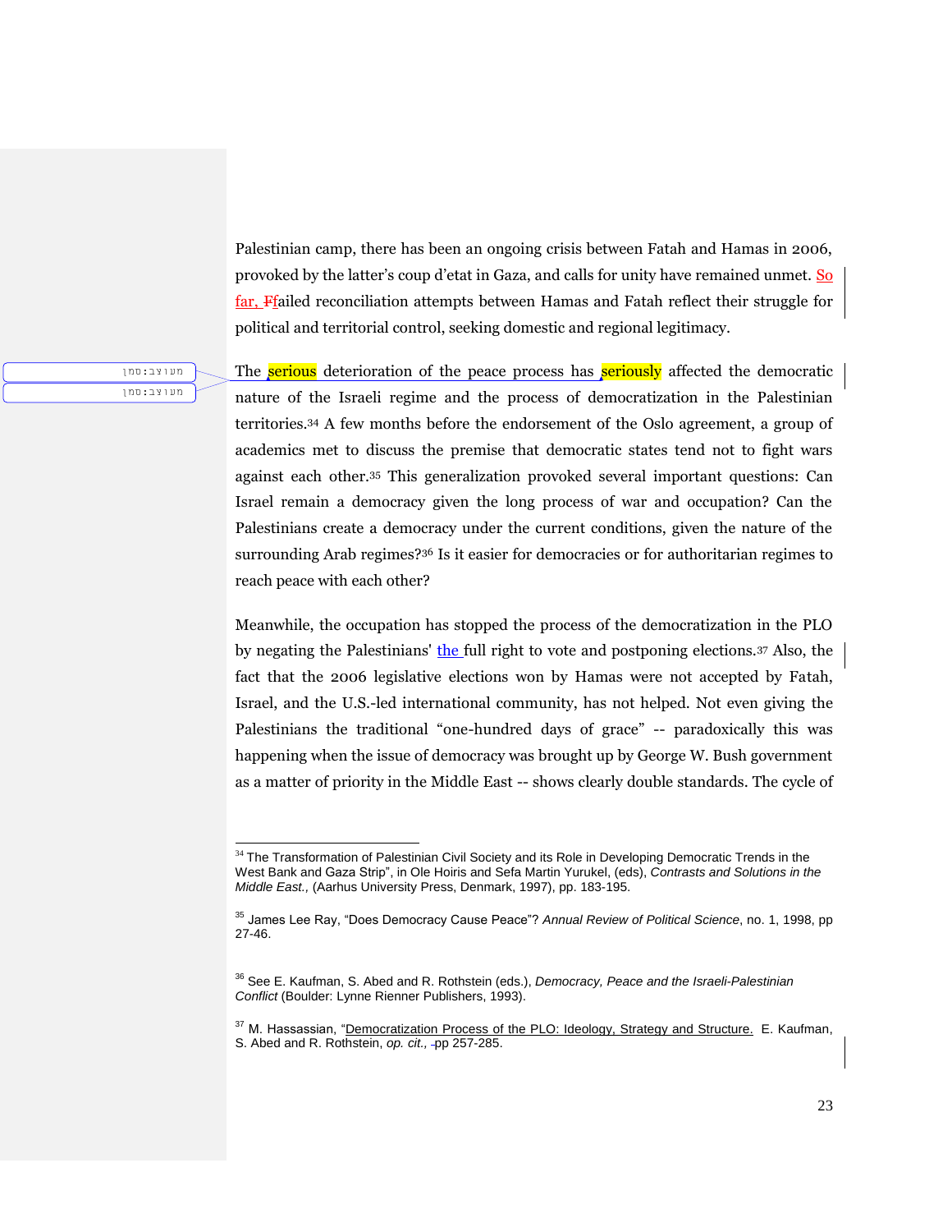Palestinian camp, there has been an ongoing crisis between Fatah and Hamas in 2006, provoked by the latter's coup d'etat in Gaza, and calls for unity have remained unmet. So far, failed reconciliation attempts between Hamas and Fatah reflect their struggle for political and territorial control, seeking domestic and regional legitimacy.

The serious deterioration of the peace process has seriously affected the democratic nature of the Israeli regime and the process of democratization in the Palestinian territories.[34] A few months before the endorsement of the Oslo agreement, a group of academics met to discuss the premise that democratic states tend not to fight wars against each other.[35] This generalization provoked several important questions: Can Israel remain a democracy given the long process of war and occupation? Can the Palestinians create a democracy under the current conditions, given the nature of the surrounding Arab regimes?[36] Is it easier for democracies or for authoritarian regimes to reach peace with each other?

Meanwhile, the occupation has stopped the process of the democratization in the PLO by negating the Palestinians' the full right to vote and postponing elections.[37] Also, the fact that the 2006 legislative elections won by Hamas were not accepted by Fatah, Israel, and the U.S.-led international community, has not helped. Not even giving the Palestinians the traditional "one-hundred days of grace" -- paradoxically this was happening when the issue of democracy was brought up by George W. Bush government as a matter of priority in the Middle East -- shows clearly double standards. The cycle of

---

[34] The Transformation of Palestinian Civil Society and its Role in Developing Democratic Trends in the West Bank and Gaza Strip", in Ole Hoiris and Sefa Martin Yurukel, (eds), *Contrasts and Solutions in the Middle East.,* (Aarhus University Press, Denmark, 1997), pp. 183-195.

[35] James Lee Ray, "Does Democracy Cause Peace"? *Annual Review of Political Science*, no. 1, 1998, pp 27-46.

[36] See E. Kaufman, S. Abed and R. Rothstein (eds.), *Democracy, Peace and the Israeli-Palestinian Conflict* (Boulder: Lynne Rienner Publishers, 1993).

[37] M. Hassassian, "Democratization Process of the PLO: Ideology, Strategy and Structure. E. Kaufman, S. Abed and R. Rothstein, *op. cit.,* pp 257-285.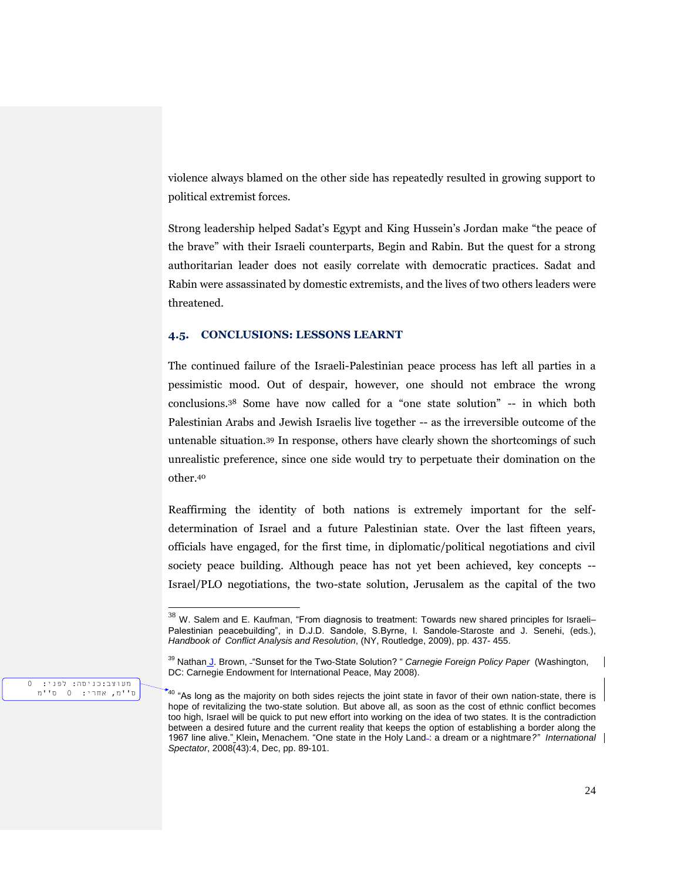violence always blamed on the other side has repeatedly resulted in growing support to political extremist forces.

Strong leadership helped Sadat's Egypt and King Hussein's Jordan make "the peace of the brave" with their Israeli counterparts, Begin and Rabin. But the quest for a strong authoritarian leader does not easily correlate with democratic practices. Sadat and Rabin were assassinated by domestic extremists, and the lives of two others leaders were threatened.

### 4.5. CONCLUSIONS: LESSONS LEARNT

The continued failure of the Israeli-Palestinian peace process has left all parties in a pessimistic mood. Out of despair, however, one should not embrace the wrong conclusions.[38] Some have now called for a "one state solution" -- in which both Palestinian Arabs and Jewish Israelis live together -- as the irreversible outcome of the untenable situation.[39] In response, others have clearly shown the shortcomings of such unrealistic preference, since one side would try to perpetuate their domination on the other.[40]

Reaffirming the identity of both nations is extremely important for the self-determination of Israel and a future Palestinian state. Over the last fifteen years, officials have engaged, for the first time, in diplomatic/political negotiations and civil society peace building. Although peace has not yet been achieved, key concepts -- Israel/PLO negotiations, the two-state solution, Jerusalem as the capital of the two

---

[38] W. Salem and E. Kaufman, "From diagnosis to treatment: Towards new shared principles for Israeli–Palestinian peacebuilding", in D.J.D. Sandole, S.Byrne, I. Sandole-Staroste and J. Senehi, (eds.), *Handbook of Conflict Analysis and Resolution*, (NY, Routledge, 2009), pp. 437- 455.

[39] Nathan J. Brown, "Sunset for the Two-State Solution? " *Carnegie Foreign Policy Paper* (Washington, DC: Carnegie Endowment for International Peace, May 2008).

[40] "As long as the majority on both sides rejects the joint state in favor of their own nation-state, there is hope of revitalizing the two-state solution. But above all, as soon as the cost of ethnic conflict becomes too high, Israel will be quick to put new effort into working on the idea of two states. It is the contradiction between a desired future and the current reality that keeps the option of establishing a border along the 1967 line alive." Klein, Menachem. "One state in the Holy Land: a dream or a nightmare?" *International Spectator*, 2008(43):4, Dec, pp. 89-101.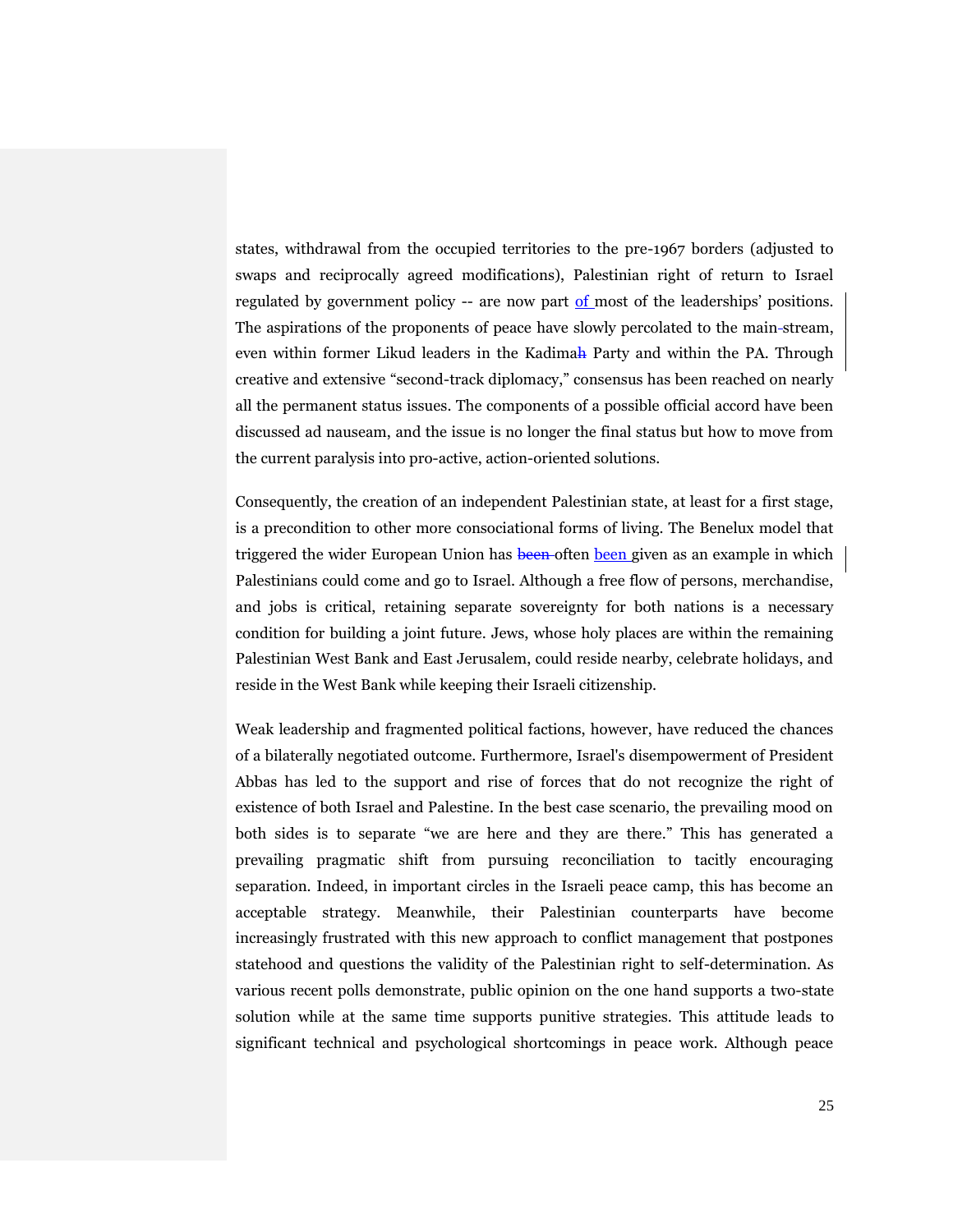states, withdrawal from the occupied territories to the pre-1967 borders (adjusted to swaps and reciprocally agreed modifications), Palestinian right of return to Israel regulated by government policy -- are now part of most of the leaderships' positions. The aspirations of the proponents of peace have slowly percolated to the mainstream, even within former Likud leaders in the Kadima Party and within the PA. Through creative and extensive "second-track diplomacy," consensus has been reached on nearly all the permanent status issues. The components of a possible official accord have been discussed ad nauseam, and the issue is no longer the final status but how to move from the current paralysis into pro-active, action-oriented solutions.

Consequently, the creation of an independent Palestinian state, at least for a first stage, is a precondition to other more consociational forms of living. The Benelux model that triggered the wider European Union has often been given as an example in which Palestinians could come and go to Israel. Although a free flow of persons, merchandise, and jobs is critical, retaining separate sovereignty for both nations is a necessary condition for building a joint future. Jews, whose holy places are within the remaining Palestinian West Bank and East Jerusalem, could reside nearby, celebrate holidays, and reside in the West Bank while keeping their Israeli citizenship.

Weak leadership and fragmented political factions, however, have reduced the chances of a bilaterally negotiated outcome. Furthermore, Israel's disempowerment of President Abbas has led to the support and rise of forces that do not recognize the right of existence of both Israel and Palestine. In the best case scenario, the prevailing mood on both sides is to separate "we are here and they are there." This has generated a prevailing pragmatic shift from pursuing reconciliation to tacitly encouraging separation. Indeed, in important circles in the Israeli peace camp, this has become an acceptable strategy. Meanwhile, their Palestinian counterparts have become increasingly frustrated with this new approach to conflict management that postpones statehood and questions the validity of the Palestinian right to self-determination. As various recent polls demonstrate, public opinion on the one hand supports a two-state solution while at the same time supports punitive strategies. This attitude leads to significant technical and psychological shortcomings in peace work. Although peace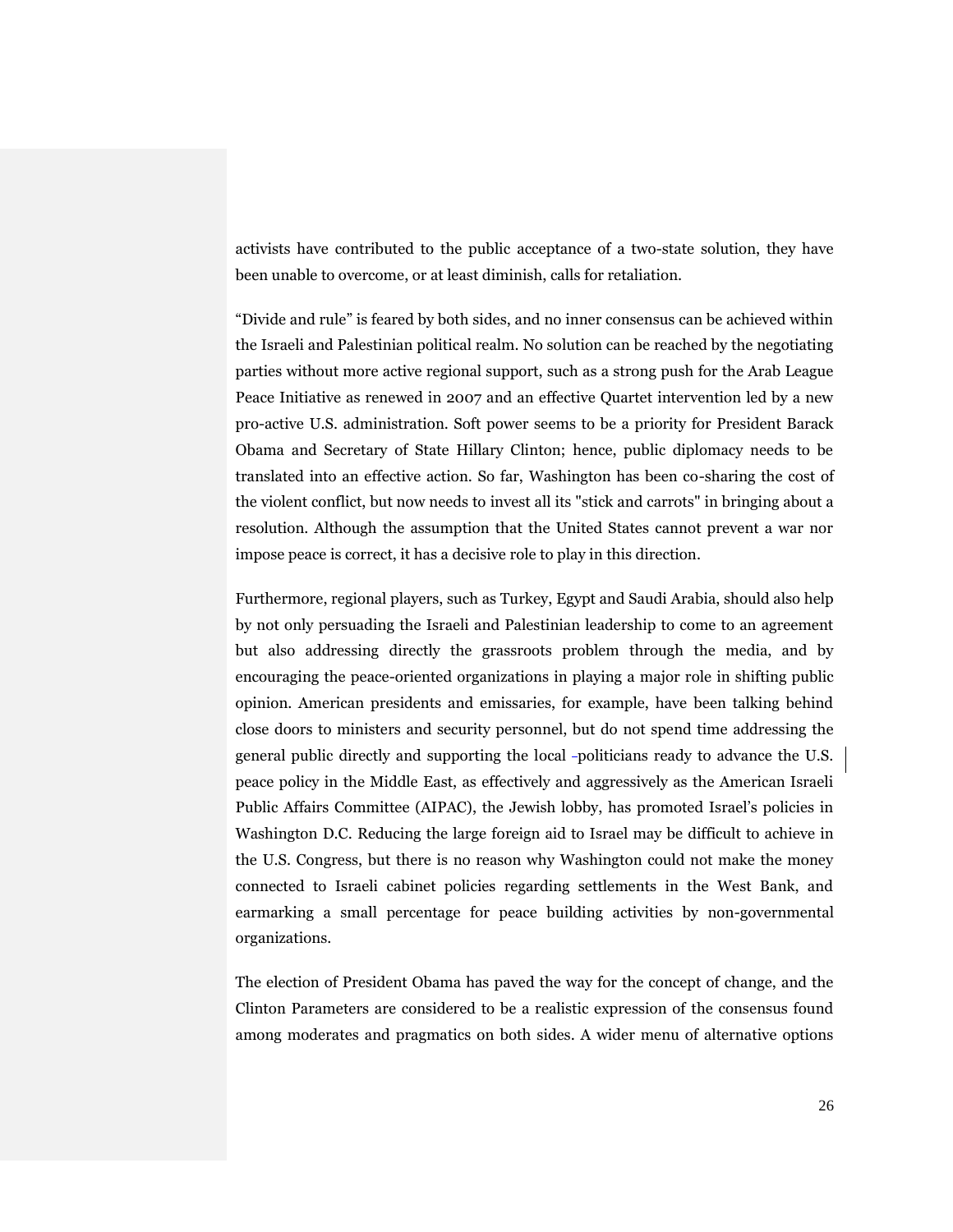activists have contributed to the public acceptance of a two-state solution, they have been unable to overcome, or at least diminish, calls for retaliation.

“Divide and rule” is feared by both sides, and no inner consensus can be achieved within the Israeli and Palestinian political realm. No solution can be reached by the negotiating parties without more active regional support, such as a strong push for the Arab League Peace Initiative as renewed in 2007 and an effective Quartet intervention led by a new pro-active U.S. administration. Soft power seems to be a priority for President Barack Obama and Secretary of State Hillary Clinton; hence, public diplomacy needs to be translated into an effective action. So far, Washington has been co-sharing the cost of the violent conflict, but now needs to invest all its "stick and carrots" in bringing about a resolution. Although the assumption that the United States cannot prevent a war nor impose peace is correct, it has a decisive role to play in this direction.

Furthermore, regional players, such as Turkey, Egypt and Saudi Arabia, should also help by not only persuading the Israeli and Palestinian leadership to come to an agreement but also addressing directly the grassroots problem through the media, and by encouraging the peace-oriented organizations in playing a major role in shifting public opinion. American presidents and emissaries, for example, have been talking behind close doors to ministers and security personnel, but do not spend time addressing the general public directly and supporting the local -politicians ready to advance the U.S. peace policy in the Middle East, as effectively and aggressively as the American Israeli Public Affairs Committee (AIPAC), the Jewish lobby, has promoted Israel’s policies in Washington D.C. Reducing the large foreign aid to Israel may be difficult to achieve in the U.S. Congress, but there is no reason why Washington could not make the money connected to Israeli cabinet policies regarding settlements in the West Bank, and earmarking a small percentage for peace building activities by non-governmental organizations.

The election of President Obama has paved the way for the concept of change, and the Clinton Parameters are considered to be a realistic expression of the consensus found among moderates and pragmatics on both sides. A wider menu of alternative options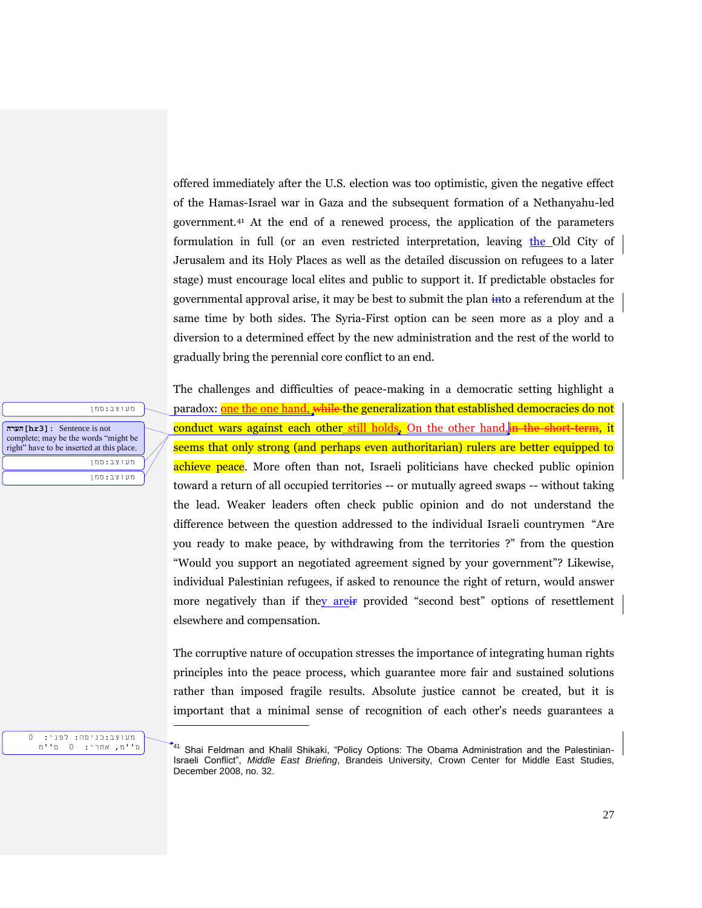offered immediately after the U.S. election was too optimistic, given the negative effect of the Hamas-Israel war in Gaza and the subsequent formation of a Nethanyahu-led government.[41] At the end of a renewed process, the application of the parameters formulation in full (or an even restricted interpretation, leaving the Old City of Jerusalem and its Holy Places as well as the detailed discussion on refugees to a later stage) must encourage local elites and public to support it. If predictable obstacles for governmental approval arise, it may be best to submit the plan ~~in~~to a referendum at the same time by both sides. The Syria-First option can be seen more as a ploy and a diversion to a determined effect by the new administration and the rest of the world to gradually bring the perennial core conflict to an end.

The challenges and difficulties of peace-making in a democratic setting highlight a paradox: one the one hand, ~~while~~ the generalization that established democracies do not conduct wars against each other still holds. On the other hand, ~~in the short-term~~, it seems that only strong (and perhaps even authoritarian) rulers are better equipped to achieve peace. More often than not, Israeli politicians have checked public opinion toward a return of all occupied territories -- or mutually agreed swaps -- without taking the lead. Weaker leaders often check public opinion and do not understand the difference between the question addressed to the individual Israeli countrymen "Are you ready to make peace, by withdrawing from the territories ?" from the question "Would you support an negotiated agreement signed by your government"? Likewise, individual Palestinian refugees, if asked to renounce the right of return, would answer more negatively than if they are~~ir~~ provided "second best" options of resettlement elsewhere and compensation.

The corruptive nature of occupation stresses the importance of integrating human rights principles into the peace process, which guarantee more fair and sustained solutions rather than imposed fragile results. Absolute justice cannot be created, but it is important that a minimal sense of recognition of each other's needs guarantees a

---

[41] Shai Feldman and Khalil Shikaki, "Policy Options: The Obama Administration and the Palestinian-Israeli Conflict", *Middle East Briefing*, Brandeis University, Crown Center for Middle East Studies, December 2008, no. 32.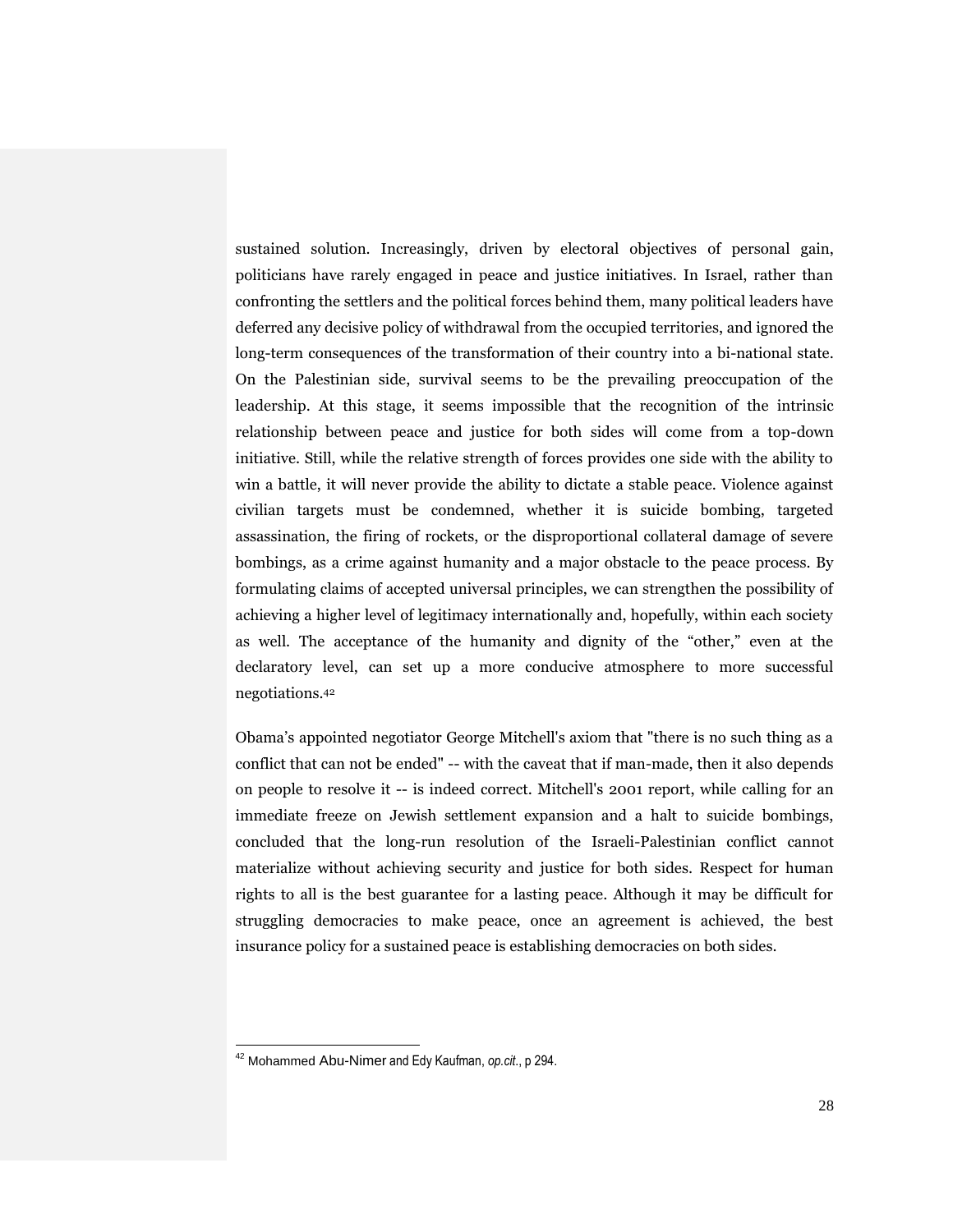sustained solution. Increasingly, driven by electoral objectives of personal gain, politicians have rarely engaged in peace and justice initiatives. In Israel, rather than confronting the settlers and the political forces behind them, many political leaders have deferred any decisive policy of withdrawal from the occupied territories, and ignored the long-term consequences of the transformation of their country into a bi-national state. On the Palestinian side, survival seems to be the prevailing preoccupation of the leadership. At this stage, it seems impossible that the recognition of the intrinsic relationship between peace and justice for both sides will come from a top-down initiative. Still, while the relative strength of forces provides one side with the ability to win a battle, it will never provide the ability to dictate a stable peace. Violence against civilian targets must be condemned, whether it is suicide bombing, targeted assassination, the firing of rockets, or the disproportional collateral damage of severe bombings, as a crime against humanity and a major obstacle to the peace process. By formulating claims of accepted universal principles, we can strengthen the possibility of achieving a higher level of legitimacy internationally and, hopefully, within each society as well. The acceptance of the humanity and dignity of the "other," even at the declaratory level, can set up a more conducive atmosphere to more successful negotiations.[42]

Obama's appointed negotiator George Mitchell's axiom that "there is no such thing as a conflict that can not be ended" -- with the caveat that if man-made, then it also depends on people to resolve it -- is indeed correct. Mitchell's 2001 report, while calling for an immediate freeze on Jewish settlement expansion and a halt to suicide bombings, concluded that the long-run resolution of the Israeli-Palestinian conflict cannot materialize without achieving security and justice for both sides. Respect for human rights to all is the best guarantee for a lasting peace. Although it may be difficult for struggling democracies to make peace, once an agreement is achieved, the best insurance policy for a sustained peace is establishing democracies on both sides.

---

[42] Mohammed Abu-Nimer and Edy Kaufman, *op.cit.*, p 294.